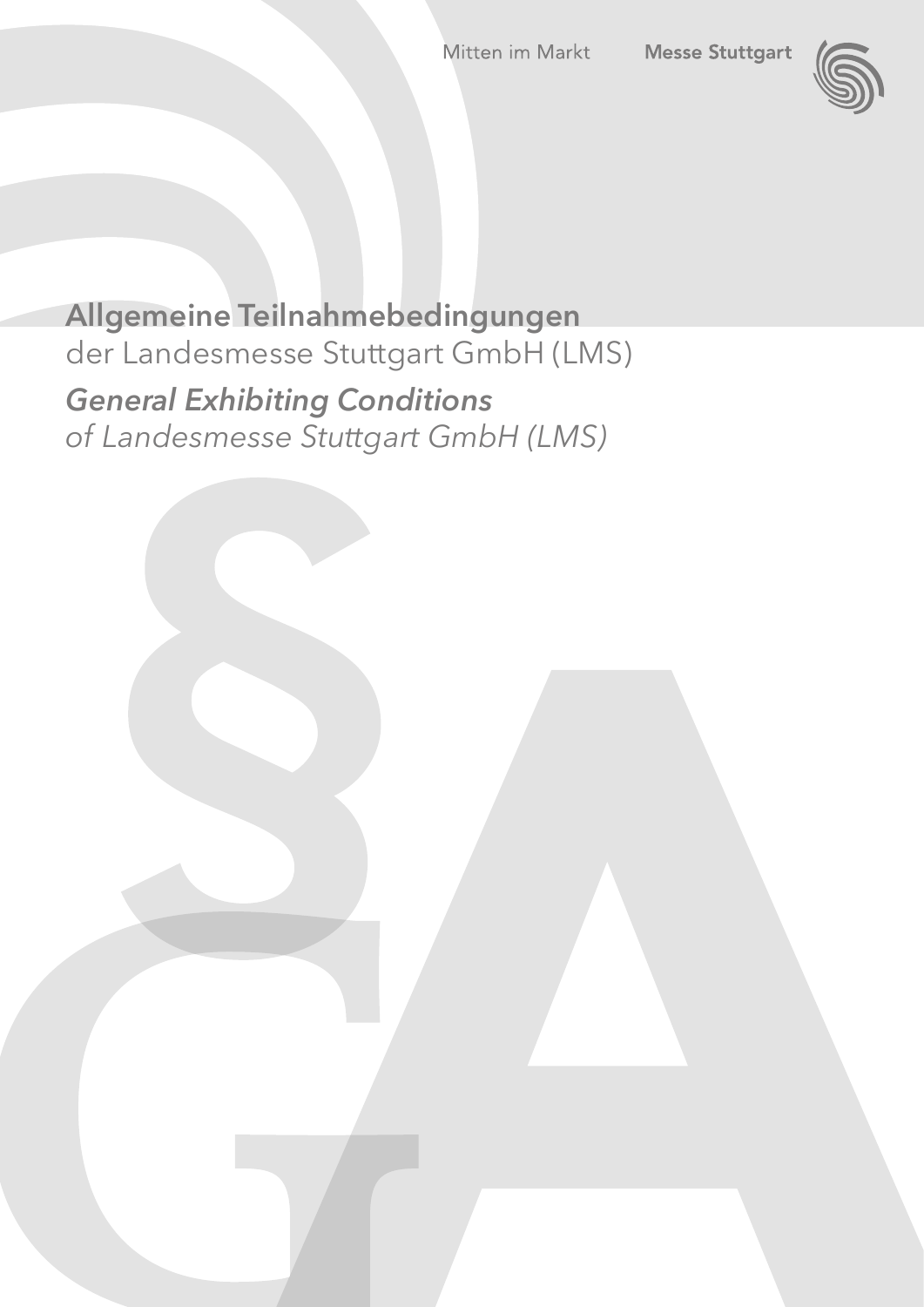Mitten im Markt

Messe Stuttgart

# Allgemeine Teilnahmebedingungen

der Landesmesse Stuttgart GmbH (LMS)

# *General Exhibiting Conditions*

*of Landesmesse Stuttgart GmbH (LMS)*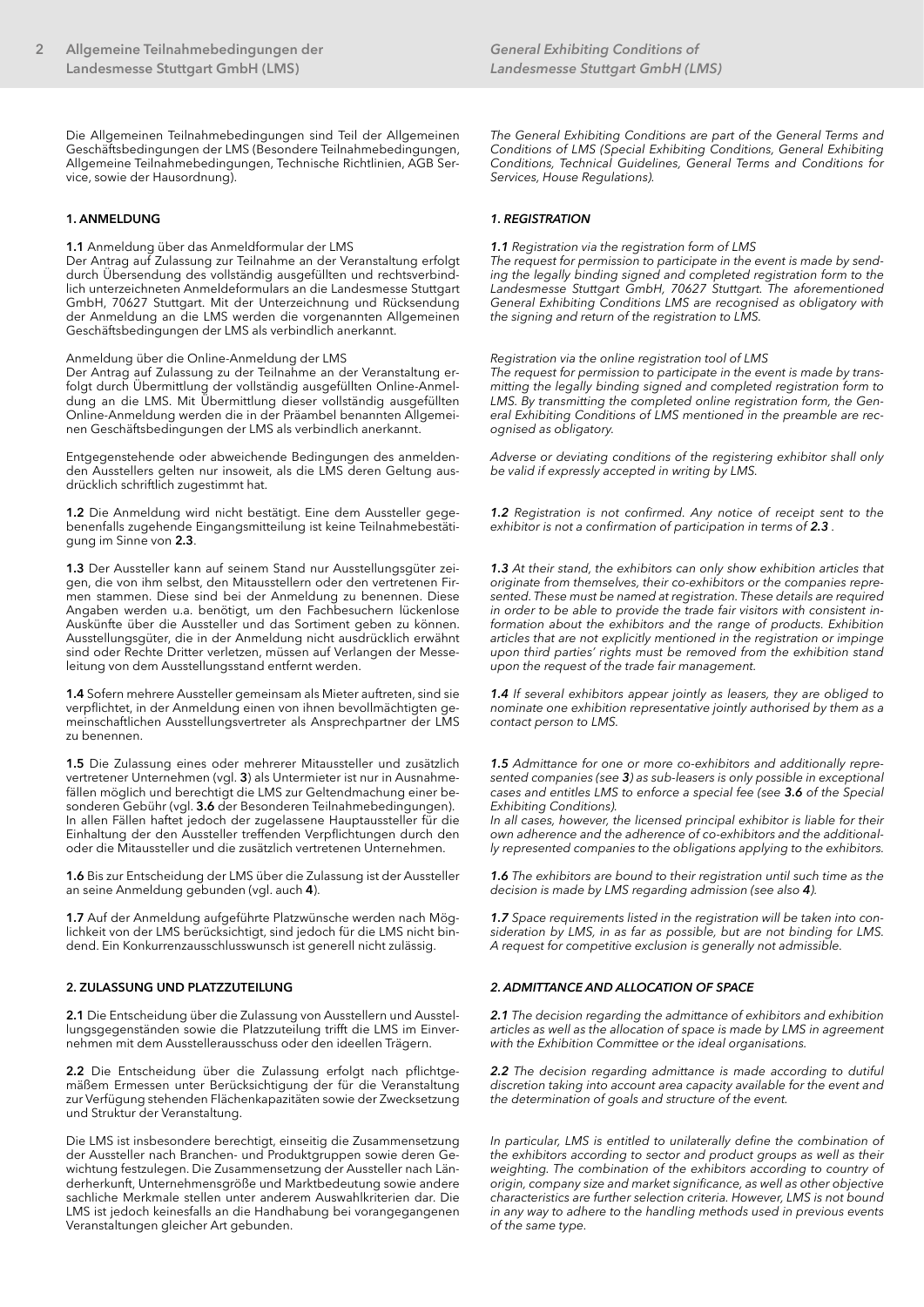Die Allgemeinen Teilnahmebedingungen sind Teil der Allgemeinen Geschäftsbedingungen der LMS (Besondere Teilnahmebedingungen, Allgemeine Teilnahmebedingungen, Technische Richtlinien, AGB Service, sowie der Hausordnung).

*The General Exhibiting Conditions are part of the General Terms and Conditions of LMS (Special Exhibiting Conditions, General Exhibiting Conditions, Technical Guidelines, General Terms and Conditions for Services, House Regulations).*

## 1. ANMELDUNG

## *1. REGISTRATION*

**1.1** Anmeldung über das Anmeldformular der LMS
Der Antrag auf Zulassung zur Teilnahme an der Veranstaltung erfolgt durch Übersendung des vollständig ausgefüllten und rechtsverbindlich unterzeichneten Anmeldeformulars an die Landesmesse Stuttgart GmbH, 70627 Stuttgart. Mit der Unterzeichnung und Rücksendung der Anmeldung an die LMS werden die vorgenannten Allgemeinen Geschäftsbedingungen der LMS als verbindlich anerkannt.

***1.1*** *Registration via the registration form of LMS*
*The request for permission to participate in the event is made by sending the legally binding signed and completed registration form to the Landesmesse Stuttgart GmbH, 70627 Stuttgart. The aforementioned General Exhibiting Conditions LMS are recognised as obligatory with the signing and return of the registration to LMS.*

Anmeldung über die Online-Anmeldung der LMS
Der Antrag auf Zulassung zu der Teilnahme an der Veranstaltung erfolgt durch Übermittlung der vollständig ausgefüllten Online-Anmeldung an die LMS. Mit Übermittlung dieser vollständig ausgefüllten Online-Anmeldung werden die in der Präambel benannten Allgemeinen Geschäftsbedingungen der LMS als verbindlich anerkannt.

*Registration via the online registration tool of LMS*
*The request for permission to participate in the event is made by transmitting the legally binding signed and completed registration form to LMS. By transmitting the completed online registration form, the General Exhibiting Conditions of LMS mentioned in the preamble are recognised as obligatory.*

Entgegenstehende oder abweichende Bedingungen des anmeldenden Ausstellers gelten nur insoweit, als die LMS deren Geltung ausdrücklich schriftlich zugestimmt hat.

*Adverse or deviating conditions of the registering exhibitor shall only be valid if expressly accepted in writing by LMS.*

**1.2** Die Anmeldung wird nicht bestätigt. Eine dem Aussteller gegebenenfalls zugehende Eingangsmitteilung ist keine Teilnahmebestätigung im Sinne von **2.3**.

***1.2*** *Registration is not confirmed. Any notice of receipt sent to the exhibitor is not a confirmation of participation in terms of **2.3** .*

**1.3** Der Aussteller kann auf seinem Stand nur Ausstellungsgüter zeigen, die von ihm selbst, den Mitausstellern oder den vertretenen Firmen stammen. Diese sind bei der Anmeldung zu benennen. Diese Angaben werden u.a. benötigt, um den Fachbesuchern lückenlose Auskünfte über die Aussteller und das Sortiment geben zu können. Ausstellungsgüter, die in der Anmeldung nicht ausdrücklich erwähnt sind oder Rechte Dritter verletzen, müssen auf Verlangen der Messeleitung von dem Ausstellungsstand entfernt werden.

***1.3*** *At their stand, the exhibitors can only show exhibition articles that originate from themselves, their co-exhibitors or the companies represented. These must be named at registration. These details are required in order to be able to provide the trade fair visitors with consistent information about the exhibitors and the range of products. Exhibition articles that are not explicitly mentioned in the registration or impinge upon third parties' rights must be removed from the exhibition stand upon the request of the trade fair management.*

**1.4** Sofern mehrere Aussteller gemeinsam als Mieter auftreten, sind sie verpflichtet, in der Anmeldung einen von ihnen bevollmächtigten gemeinschaftlichen Ausstellungsvertreter als Ansprechpartner der LMS zu benennen.

***1.4*** *If several exhibitors appear jointly as leasers, they are obliged to nominate one exhibition representative jointly authorised by them as a contact person to LMS.*

**1.5** Die Zulassung eines oder mehrerer Mitaussteller und zusätzlich vertretener Unternehmen (vgl. **3**) als Untermieter ist nur in Ausnahmefällen möglich und berechtigt die LMS zur Geltendmachung einer besonderen Gebühr (vgl. **3.6** der Besonderen Teilnahmebedingungen).
In allen Fällen haftet jedoch der zugelassene Hauptaussteller für die Einhaltung der den Aussteller treffenden Verpflichtungen durch den oder die Mitaussteller und die zusätzlich vertretenen Unternehmen.

***1.5*** *Admittance for one or more co-exhibitors and additionally represented companies (see **3**) as sub-leasers is only possible in exceptional cases and entitles LMS to enforce a special fee (see **3.6** of the Special Exhibiting Conditions).*
*In all cases, however, the licensed principal exhibitor is liable for their own adherence and the adherence of co-exhibitors and the additionally represented companies to the obligations applying to the exhibitors.*

**1.6** Bis zur Entscheidung der LMS über die Zulassung ist der Aussteller an seine Anmeldung gebunden (vgl. auch **4**).

***1.6*** *The exhibitors are bound to their registration until such time as the decision is made by LMS regarding admission (see also **4**).*

**1.7** Auf der Anmeldung aufgeführte Platzwünsche werden nach Möglichkeit von der LMS berücksichtigt, sind jedoch für die LMS nicht bindend. Ein Konkurrenzausschlusswunsch ist generell nicht zulässig.

***1.7*** *Space requirements listed in the registration will be taken into consideration by LMS, in as far as possible, but are not binding for LMS. A request for competitive exclusion is generally not admissible.*

## 2. ZULASSUNG UND PLATZZUTEILUNG

## *2. ADMITTANCE AND ALLOCATION OF SPACE*

**2.1** Die Entscheidung über die Zulassung von Ausstellern und Ausstellungsgegenständen sowie die Platzzuteilung trifft die LMS im Einvernehmen mit dem Ausstellerausschuss oder den ideellen Trägern.

***2.1*** *The decision regarding the admittance of exhibitors and exhibition articles as well as the allocation of space is made by LMS in agreement with the Exhibition Committee or the ideal organisations.*

**2.2** Die Entscheidung über die Zulassung erfolgt nach pflichtgemäßem Ermessen unter Berücksichtigung der für die Veranstaltung zur Verfügung stehenden Flächenkapazitäten sowie der Zwecksetzung und Struktur der Veranstaltung.

***2.2*** *The decision regarding admittance is made according to dutiful discretion taking into account area capacity available for the event and the determination of goals and structure of the event.*

Die LMS ist insbesondere berechtigt, einseitig die Zusammensetzung der Aussteller nach Branchen- und Produktgruppen sowie deren Gewichtung festzulegen. Die Zusammensetzung der Aussteller nach Länderherkunft, Unternehmensgröße und Marktbedeutung sowie andere sachliche Merkmale stellen unter anderem Auswahlkriterien dar. Die LMS ist jedoch keinesfalls an die Handhabung bei vorangegangenen Veranstaltungen gleicher Art gebunden.

*In particular, LMS is entitled to unilaterally define the combination of the exhibitors according to sector and product groups as well as their weighting. The combination of the exhibitors according to country of origin, company size and market significance, as well as other objective characteristics are further selection criteria. However, LMS is not bound in any way to adhere to the handling methods used in previous events of the same type.*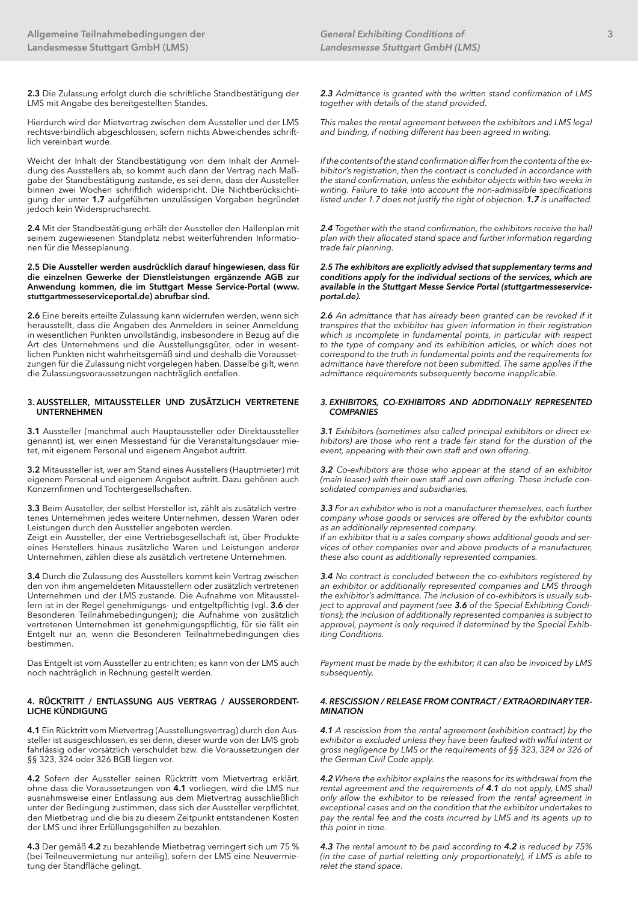**2.3** Die Zulassung erfolgt durch die schriftliche Standbestätigung der LMS mit Angabe des bereitgestellten Standes.

Hierdurch wird der Mietvertrag zwischen dem Aussteller und der LMS rechtsverbindlich abgeschlossen, sofern nichts Abweichendes schriftlich vereinbart wurde.

Weicht der Inhalt der Standbestätigung von dem Inhalt der Anmeldung des Ausstellers ab, so kommt auch dann der Vertrag nach Maßgabe der Standbestätigung zustande, es sei denn, dass der Aussteller binnen zwei Wochen schriftlich widerspricht. Die Nichtberücksichtigung der unter **1.7** aufgeführten unzulässigen Vorgaben begründet jedoch kein Widerspruchsrecht.

**2.4** Mit der Standbestätigung erhält der Aussteller den Hallenplan mit seinem zugewiesenen Standplatz nebst weiterführenden Informationen für die Messeplanung.

**2.5 Die Aussteller werden ausdrücklich darauf hingewiesen, dass für die einzelnen Gewerke der Dienstleistungen ergänzende AGB zur Anwendung kommen, die im Stuttgart Messe Service-Portal (www.stuttgartmesseserviceportal.de) abrufbar sind.**

**2.6** Eine bereits erteilte Zulassung kann widerrufen werden, wenn sich herausstellt, dass die Angaben des Anmelders in seiner Anmeldung in wesentlichen Punkten unvollständig, insbesondere in Bezug auf die Art des Unternehmens und die Ausstellungsgüter, oder in wesentlichen Punkten nicht wahrheitsgemäß sind und deshalb die Voraussetzungen für die Zulassung nicht vorgelegen haben. Dasselbe gilt, wenn die Zulassungsvoraussetzungen nachträglich entfallen.

## 3. AUSSTELLER, MITAUSSTELLER UND ZUSÄTZLICH VERTRETENE UNTERNEHMEN

**3.1** Aussteller (manchmal auch Hauptaussteller oder Direktaussteller genannt) ist, wer einen Messestand für die Veranstaltungsdauer mietet, mit eigenem Personal und eigenem Angebot auftritt.

**3.2** Mitaussteller ist, wer am Stand eines Ausstellers (Hauptmieter) mit eigenem Personal und eigenem Angebot auftritt. Dazu gehören auch Konzernfirmen und Tochtergesellschaften.

**3.3** Beim Aussteller, der selbst Hersteller ist, zählt als zusätzlich vertretenes Unternehmen jedes weitere Unternehmen, dessen Waren oder Leistungen durch den Aussteller angeboten werden.
Zeigt ein Aussteller, der eine Vertriebsgesellschaft ist, über Produkte eines Herstellers hinaus zusätzliche Waren und Leistungen anderer Unternehmen, zählen diese als zusätzlich vertretene Unternehmen.

**3.4** Durch die Zulassung des Ausstellers kommt kein Vertrag zwischen den von ihm angemeldeten Mitausstellern oder zusätzlich vertretenen Unternehmen und der LMS zustande. Die Aufnahme von Mitausstellern ist in der Regel genehmigungs- und entgeltpflichtig (vgl. **3.6** der Besonderen Teilnahmebedingungen); die Aufnahme von zusätzlich vertretenen Unternehmen ist genehmigungspflichtig, für sie fällt ein Entgelt nur an, wenn die Besonderen Teilnahmebedingungen dies bestimmen.

Das Entgelt ist vom Aussteller zu entrichten; es kann von der LMS auch noch nachträglich in Rechnung gestellt werden.

## 4. RÜCKTRITT / ENTLASSUNG AUS VERTRAG / AUSSERORDENTLICHE KÜNDIGUNG

**4.1** Ein Rücktritt vom Mietvertrag (Ausstellungsvertrag) durch den Aussteller ist ausgeschlossen, es sei denn, dieser wurde von der LMS grob fahrlässig oder vorsätzlich verschuldet bzw. die Voraussetzungen der §§ 323, 324 oder 326 BGB liegen vor.

**4.2** Sofern der Aussteller seinen Rücktritt vom Mietvertrag erklärt, ohne dass die Voraussetzungen von **4.1** vorliegen, wird die LMS nur ausnahmsweise einer Entlassung aus dem Mietvertrag ausschließlich unter der Bedingung zustimmen, dass sich der Aussteller verpflichtet, den Mietbetrag und die bis zu diesem Zeitpunkt entstandenen Kosten der LMS und ihrer Erfüllungsgehilfen zu bezahlen.

**4.3** Der gemäß **4.2** zu bezahlende Mietbetrag verringert sich um 75 % (bei Teilneuvermietung nur anteilig), sofern der LMS eine Neuvermietung der Standfläche gelingt.

*__2.3__ Admittance is granted with the written stand confirmation of LMS together with details of the stand provided.*

*This makes the rental agreement between the exhibitors and LMS legal and binding, if nothing different has been agreed in writing.*

*If the contents of the stand confirmation differ from the contents of the exhibitor's registration, then the contract is concluded in accordance with the stand confirmation, unless the exhibitor objects within two weeks in writing. Failure to take into account the non-admissible specifications listed under 1.7 does not justify the right of objection. __1.7__ is unaffected.*

*__2.4__ Together with the stand confirmation, the exhibitors receive the hall plan with their allocated stand space and further information regarding trade fair planning.*

***2.5 The exhibitors are explicitly advised that supplementary terms and conditions apply for the individual sections of the services, which are available in the Stuttgart Messe Service Portal (stuttgartmesseserviceportal.de).***

*__2.6__ An admittance that has already been granted can be revoked if it transpires that the exhibitor has given information in their registration which is incomplete in fundamental points, in particular with respect to the type of company and its exhibition articles, or which does not correspond to the truth in fundamental points and the requirements for admittance have therefore not been submitted. The same applies if the admittance requirements subsequently become inapplicable.*

## *3. EXHIBITORS, CO-EXHIBITORS AND ADDITIONALLY REPRESENTED COMPANIES*

*__3.1__ Exhibitors (sometimes also called principal exhibitors or direct exhibitors) are those who rent a trade fair stand for the duration of the event, appearing with their own staff and own offering.*

*__3.2__ Co-exhibitors are those who appear at the stand of an exhibitor (main leaser) with their own staff and own offering. These include consolidated companies and subsidiaries.*

*__3.3__ For an exhibitor who is not a manufacturer themselves, each further company whose goods or services are offered by the exhibitor counts as an additionally represented company.*
*If an exhibitor that is a sales company shows additional goods and services of other companies over and above products of a manufacturer, these also count as additionally represented companies.*

*__3.4__ No contract is concluded between the co-exhibitors registered by an exhibitor or additionally represented companies and LMS through the exhibitor's admittance. The inclusion of co-exhibitors is usually subject to approval and payment (see __3.6__ of the Special Exhibiting Conditions); the inclusion of additionally represented companies is subject to approval, payment is only required if determined by the Special Exhibiting Conditions.*

*Payment must be made by the exhibitor; it can also be invoiced by LMS subsequently.*

## *4. RESCISSION / RELEASE FROM CONTRACT / EXTRAORDINARY TERMINATION*

*__4.1__ A rescission from the rental agreement (exhibition contract) by the exhibitor is excluded unless they have been faulted with wilful intent or gross negligence by LMS or the requirements of §§ 323, 324 or 326 of the German Civil Code apply.*

*__4.2__ Where the exhibitor explains the reasons for its withdrawal from the rental agreement and the requirements of __4.1__ do not apply, LMS shall only allow the exhibitor to be released from the rental agreement in exceptional cases and on the condition that the exhibitor undertakes to pay the rental fee and the costs incurred by LMS and its agents up to this point in time.*

*__4.3__ The rental amount to be paid according to __4.2__ is reduced by 75% (in the case of partial reletting only proportionately), if LMS is able to relet the stand space.*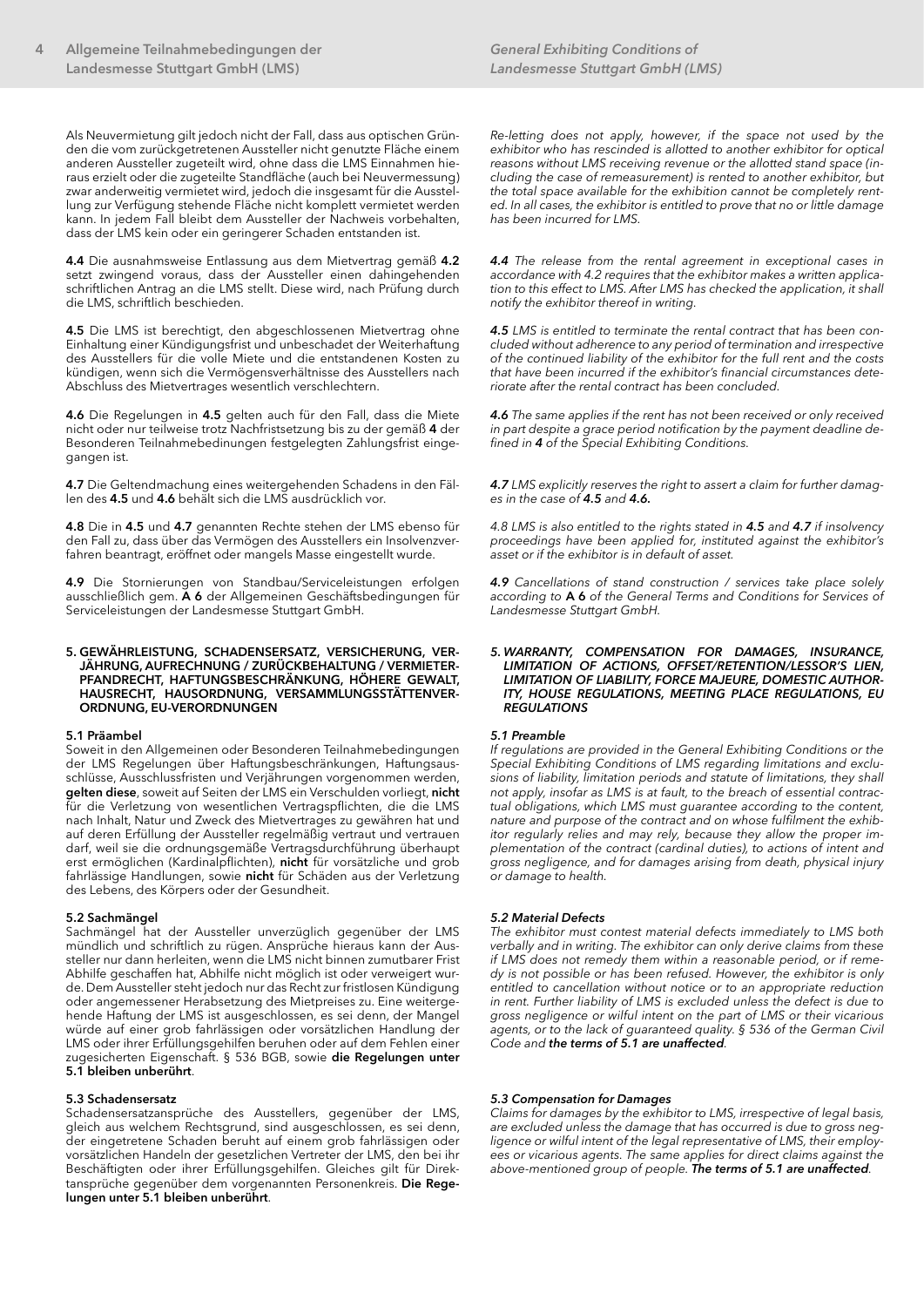Als Neuvermietung gilt jedoch nicht der Fall, dass aus optischen Gründen die vom zurückgetretenen Aussteller nicht genutzte Fläche einem anderen Aussteller zugeteilt wird, ohne dass die LMS Einnahmen hieraus erzielt oder die zugeteilte Standfläche (auch bei Neuvermessung) zwar anderweitig vermietet wird, jedoch die insgesamt für die Ausstellung zur Verfügung stehende Fläche nicht komplett vermietet werden kann. In jedem Fall bleibt dem Aussteller der Nachweis vorbehalten, dass der LMS kein oder ein geringerer Schaden entstanden ist.

**4.4** Die ausnahmsweise Entlassung aus dem Mietvertrag gemäß **4.2** setzt zwingend voraus, dass der Aussteller einen dahingehenden schriftlichen Antrag an die LMS stellt. Diese wird, nach Prüfung durch die LMS, schriftlich beschieden.

**4.5** Die LMS ist berechtigt, den abgeschlossenen Mietvertrag ohne Einhaltung einer Kündigungsfrist und unbeschadet der Weiterhaftung des Ausstellers für die volle Miete und die entstandenen Kosten zu kündigen, wenn sich die Vermögensverhältnisse des Ausstellers nach Abschluss des Mietvertrages wesentlich verschlechtern.

**4.6** Die Regelungen in **4.5** gelten auch für den Fall, dass die Miete nicht oder nur teilweise trotz Nachfristsetzung bis zu der gemäß **4** der Besonderen Teilnahmebedinungen festgelegten Zahlungsfrist eingegangen ist.

**4.7** Die Geltendmachung eines weitergehenden Schadens in den Fällen des **4.5** und **4.6** behält sich die LMS ausdrücklich vor.

**4.8** Die in **4.5** und **4.7** genannten Rechte stehen der LMS ebenso für den Fall zu, dass über das Vermögen des Ausstellers ein Insolvenzverfahren beantragt, eröffnet oder mangels Masse eingestellt wurde.

**4.9** Die Stornierungen von Standbau/Serviceleistungen erfolgen ausschließlich gem. **A 6** der Allgemeinen Geschäftsbedingungen für Serviceleistungen der Landesmesse Stuttgart GmbH.

## 5. GEWÄHRLEISTUNG, SCHADENSERSATZ, VERSICHERUNG, VERJÄHRUNG, AUFRECHNUNG / ZURÜCKBEHALTUNG / VERMIETERPFANDRECHT, HAFTUNGSBESCHRÄNKUNG, HÖHERE GEWALT, HAUSRECHT, HAUSORDNUNG, VERSAMMLUNGSSTÄTTENVERORDNUNG, EU-VERORDNUNGEN

### 5.1 Präambel

Soweit in den Allgemeinen oder Besonderen Teilnahmebedingungen der LMS Regelungen über Haftungsbeschränkungen, Haftungsausschlüsse, Ausschlussfristen und Verjährungen vorgenommen werden, **gelten diese**, soweit auf Seiten der LMS ein Verschulden vorliegt, **nicht** für die Verletzung von wesentlichen Vertragspflichten, die die LMS nach Inhalt, Natur und Zweck des Mietvertrages zu gewähren hat und auf deren Erfüllung der Aussteller regelmäßig vertraut und vertrauen darf, weil sie die ordnungsgemäße Vertragsdurchführung überhaupt erst ermöglichen (Kardinalpflichten), **nicht** für vorsätzliche und grob fahrlässige Handlungen, sowie **nicht** für Schäden aus der Verletzung des Lebens, des Körpers oder der Gesundheit.

### 5.2 Sachmängel

Sachmängel hat der Aussteller unverzüglich gegenüber der LMS mündlich und schriftlich zu rügen. Ansprüche hieraus kann der Aussteller nur dann herleiten, wenn die LMS nicht binnen zumutbarer Frist Abhilfe geschaffen hat, Abhilfe nicht möglich ist oder verweigert wurde. Dem Aussteller steht jedoch nur das Recht zur fristlosen Kündigung oder angemessener Herabsetzung des Mietpreises zu. Eine weitergehende Haftung der LMS ist ausgeschlossen, es sei denn, der Mangel würde auf einer grob fahrlässigen oder vorsätzlichen Handlung der LMS oder ihrer Erfüllungsgehilfen beruhen oder auf dem Fehlen einer zugesicherten Eigenschaft. § 536 BGB, sowie **die Regelungen unter 5.1 bleiben unberührt**.

### 5.3 Schadensersatz

Schadensersatzansprüche des Ausstellers, gegenüber der LMS, gleich aus welchem Rechtsgrund, sind ausgeschlossen, es sei denn, der eingetretene Schaden beruht auf einem grob fahrlässigen oder vorsätzlichen Handeln der gesetzlichen Vertreter der LMS, den bei ihr Beschäftigten oder ihrer Erfüllungsgehilfen. Gleiches gilt für Direktansprüche gegenüber dem vorgenannten Personenkreis. **Die Regelungen unter 5.1 bleiben unberührt**.

*Re-letting does not apply, however, if the space not used by the exhibitor who has rescinded is allotted to another exhibitor for optical reasons without LMS receiving revenue or the allotted stand space (including the case of remeasurement) is rented to another exhibitor, but the total space available for the exhibition cannot be completely rented. In all cases, the exhibitor is entitled to prove that no or little damage has been incurred for LMS.*

***4.4** The release from the rental agreement in exceptional cases in accordance with 4.2 requires that the exhibitor makes a written application to this effect to LMS. After LMS has checked the application, it shall notify the exhibitor thereof in writing.*

***4.5** LMS is entitled to terminate the rental contract that has been concluded without adherence to any period of termination and irrespective of the continued liability of the exhibitor for the full rent and the costs that have been incurred if the exhibitor's financial circumstances deteriorate after the rental contract has been concluded.*

***4.6** The same applies if the rent has not been received or only received in part despite a grace period notification by the payment deadline defined in **4** of the Special Exhibiting Conditions.*

***4.7** LMS explicitly reserves the right to assert a claim for further damages in the case of **4.5** and **4.6.***

*4.8 LMS is also entitled to the rights stated in **4.5** and **4.7** if insolvency proceedings have been applied for, instituted against the exhibitor's asset or if the exhibitor is in default of asset.*

***4.9** Cancellations of stand construction / services take place solely according to **A 6** of the General Terms and Conditions for Services of Landesmesse Stuttgart GmbH.*

## *5. WARRANTY, COMPENSATION FOR DAMAGES, INSURANCE, LIMITATION OF ACTIONS, OFFSET/RETENTION/LESSOR'S LIEN, LIMITATION OF LIABILITY, FORCE MAJEURE, DOMESTIC AUTHORITY, HOUSE REGULATIONS, MEETING PLACE REGULATIONS, EU REGULATIONS*

### *5.1 Preamble*

*If regulations are provided in the General Exhibiting Conditions or the Special Exhibiting Conditions of LMS regarding limitations and exclusions of liability, limitation periods and statute of limitations, they shall not apply, insofar as LMS is at fault, to the breach of essential contractual obligations, which LMS must guarantee according to the content, nature and purpose of the contract and on whose fulfilment the exhibitor regularly relies and may rely, because they allow the proper implementation of the contract (cardinal duties), to actions of intent and gross negligence, and for damages arising from death, physical injury or damage to health.*

### *5.2 Material Defects*

*The exhibitor must contest material defects immediately to LMS both verbally and in writing. The exhibitor can only derive claims from these if LMS does not remedy them within a reasonable period, or if remedy is not possible or has been refused. However, the exhibitor is only entitled to cancellation without notice or to an appropriate reduction in rent. Further liability of LMS is excluded unless the defect is due to gross negligence or wilful intent on the part of LMS or their vicarious agents, or to the lack of guaranteed quality. § 536 of the German Civil Code and **the terms of 5.1 are unaffected**.*

### *5.3 Compensation for Damages*

*Claims for damages by the exhibitor to LMS, irrespective of legal basis, are excluded unless the damage that has occurred is due to gross negligence or wilful intent of the legal representative of LMS, their employees or vicarious agents. The same applies for direct claims against the above-mentioned group of people. **The terms of 5.1 are unaffected**.*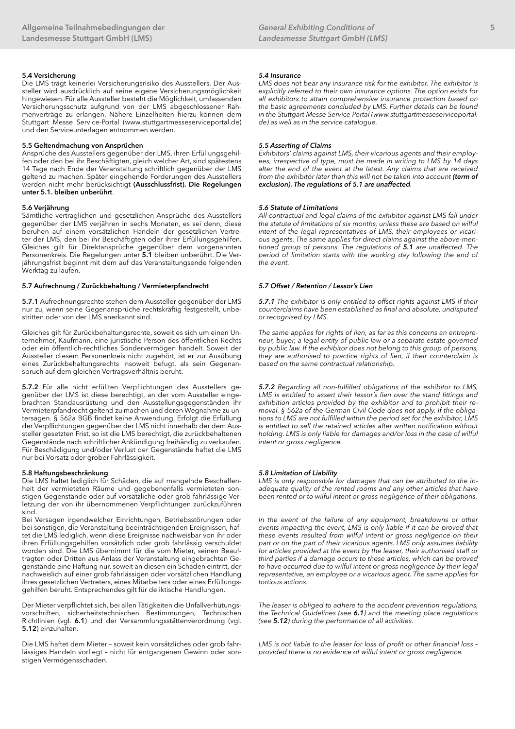#### 5.4 Versicherung

Die LMS trägt keinerlei Versicherungsrisiko des Ausstellers. Der Aussteller wird ausdrücklich auf seine eigene Versicherungsmöglichkeit hingewiesen. Für alle Aussteller besteht die Möglichkeit, umfassenden Versicherungsschutz aufgrund von der LMS abgeschlossener Rahmenverträge zu erlangen. Nähere Einzelheiten hierzu können dem Stuttgart Messe Service-Portal (www.stuttgartmesseserviceportal.de) und den Serviceunterlagen entnommen werden.

#### 5.5 Geltendmachung von Ansprüchen

Ansprüche des Ausstellers gegenüber der LMS, ihren Erfüllungsgehilfen oder den bei ihr Beschäftigten, gleich welcher Art, sind spätestens 14 Tage nach Ende der Veranstaltung schriftlich gegenüber der LMS geltend zu machen. Später eingehende Forderungen des Ausstellers werden nicht mehr berücksichtigt **(Ausschlussfrist). Die Regelungen unter 5.1. bleiben unberührt**.

#### 5.6 Verjährung

Sämtliche vertraglichen und gesetzlichen Ansprüche des Ausstellers gegenüber der LMS verjähren in sechs Monaten, es sei denn, diese beruhen auf einem vorsätzlichen Handeln der gesetzlichen Vertreter der LMS, den bei ihr Beschäftigten oder ihrer Erfüllungsgehilfen. Gleiches gilt für Direktansprüche gegenüber dem vorgenannten Personenkreis. Die Regelungen unter **5.1** bleiben unberührt. Die Verjährungsfrist beginnt mit dem auf das Veranstaltungsende folgenden Werktag zu laufen.

#### 5.7 Aufrechnung / Zurückbehaltung / Vermieterpfandrecht

**5.7.1** Aufrechnungsrechte stehen dem Aussteller gegenüber der LMS nur zu, wenn seine Gegenansprüche rechtskräftig festgestellt, unbestritten oder von der LMS anerkannt sind.

Gleiches gilt für Zurückbehaltungsrechte, soweit es sich um einen Unternehmer, Kaufmann, eine juristische Person des öffentlichen Rechts oder ein öffentlich-rechtliches Sondervermögen handelt. Soweit der Aussteller diesem Personenkreis nicht zugehört, ist er zur Ausübung eines Zurückbehaltungsrechts insoweit befugt, als sein Gegenanspruch auf dem gleichen Vertragsverhältnis beruht.

**5.7.2** Für alle nicht erfüllten Verpflichtungen des Ausstellers gegenüber der LMS ist diese berechtigt, an der vom Aussteller eingebrachten Standausrüstung und den Ausstellungsgegenständen ihr Vermieterpfandrecht geltend zu machen und deren Wegnahme zu untersagen. § 562a BGB findet keine Anwendung. Erfolgt die Erfüllung der Verpflichtungen gegenüber der LMS nicht innerhalb der dem Aussteller gesetzten Frist, so ist die LMS berechtigt, die zurückbehaltenen Gegenstände nach schriftlicher Ankündigung freihändig zu verkaufen. Für Beschädigung und/oder Verlust der Gegenstände haftet die LMS nur bei Vorsatz oder grober Fahrlässigkeit.

#### 5.8 Haftungsbeschränkung

Die LMS haftet lediglich für Schäden, die auf mangelnde Beschaffenheit der vermieteten Räume und gegebenenfalls vermieteten sonstigen Gegenstände oder auf vorsätzliche oder grob fahrlässige Verletzung der von ihr übernommenen Verpflichtungen zurückzuführen sind.

Bei Versagen irgendwelcher Einrichtungen, Betriebsstörungen oder bei sonstigen, die Veranstaltung beeinträchtigenden Ereignissen, haftet die LMS lediglich, wenn diese Ereignisse nachweisbar von ihr oder ihren Erfüllungsgehilfen vorsätzlich oder grob fahrlässig verschuldet worden sind. Die LMS übernimmt für die vom Mieter, seinen Beauftragten oder Dritten aus Anlass der Veranstaltung eingebrachten Gegenstände eine Haftung nur, soweit an diesen ein Schaden eintritt, der nachweislich auf einer grob fahrlässigen oder vorsätzlichen Handlung ihres gesetzlichen Vertreters, eines Mitarbeiters oder eines Erfüllungsgehilfen beruht. Entsprechendes gilt für deliktische Handlungen.

Der Mieter verpflichtet sich, bei allen Tätigkeiten die Unfallverhütungsvorschriften, sicherheitstechnischen Bestimmungen, Technischen Richtlinien (vgl. **6.1**) und der Versammlungsstättenverordnung (vgl. **5.12**) einzuhalten.

Die LMS haftet dem Mieter – soweit kein vorsätzliches oder grob fahrlässiges Handeln vorliegt – nicht für entgangenen Gewinn oder sonstigen Vermögensschaden.

#### *5.4 Insurance*

*LMS does not bear any insurance risk for the exhibitor. The exhibitor is explicitly referred to their own insurance options. The option exists for all exhibitors to attain comprehensive insurance protection based on the basic agreements concluded by LMS. Further details can be found in the Stuttgart Messe Service Portal (www.stuttgartmesseserviceportal.de) as well as in the service catalogue.*

#### *5.5 Asserting of Claims*

*Exhibitors' claims against LMS, their vicarious agents and their employees, irrespective of type, must be made in writing to LMS by 14 days after the end of the event at the latest. Any claims that are received from the exhibitor later than this will not be taken into account* ***(term of exclusion). The regulations of 5.1 are unaffected****.*

#### *5.6 Statute of Limitations*

*All contractual and legal claims of the exhibitor against LMS fall under the statute of limitations of six months, unless these are based on wilful intent of the legal representatives of LMS, their employees or vicarious agents. The same applies for direct claims against the above-mentioned group of persons. The regulations of* ***5.1*** *are unaffected. The period of limitation starts with the working day following the end of the event.*

#### *5.7 Offset / Retention / Lessor's Lien*

***5.7.1*** *The exhibitor is only entitled to offset rights against LMS if their counterclaims have been established as final and absolute, undisputed or recognised by LMS.*

*The same applies for rights of lien, as far as this concerns an entrepreneur, buyer, a legal entity of public law or a separate estate governed by public law. If the exhibitor does not belong to this group of persons, they are authorised to practice rights of lien, if their counterclaim is based on the same contractual relationship.*

***5.7.2*** *Regarding all non-fulfilled obligations of the exhibitor to LMS, LMS is entitled to assert their lessor's lien over the stand fittings and exhibition articles provided by the exhibitor and to prohibit their removal. § 562a of the German Civil Code does not apply. If the obligations to LMS are not fulfilled within the period set for the exhibitor, LMS is entitled to sell the retained articles after written notification without holding. LMS is only liable for damages and/or loss in the case of wilful intent or gross negligence.*

#### *5.8 Limitation of Liability*

*LMS is only responsible for damages that can be attributed to the inadequate quality of the rented rooms and any other articles that have been rented or to wilful intent or gross negligence of their obligations.*

*In the event of the failure of any equipment, breakdowns or other events impacting the event, LMS is only liable if it can be proved that these events resulted from wilful intent or gross negligence on their part or on the part of their vicarious agents. LMS only assumes liability for articles provided at the event by the leaser, their authorised staff or third parties if a damage occurs to these articles, which can be proved to have occurred due to wilful intent or gross negligence by their legal representative, an employee or a vicarious agent. The same applies for tortious actions.*

*The leaser is obliged to adhere to the accident prevention regulations, the Technical Guidelines (see* ***6.1****) and the meeting place regulations (see* ***5.12****) during the performance of all activities.*

*LMS is not liable to the leaser for loss of profit or other financial loss – provided there is no evidence of wilful intent or gross negligence.*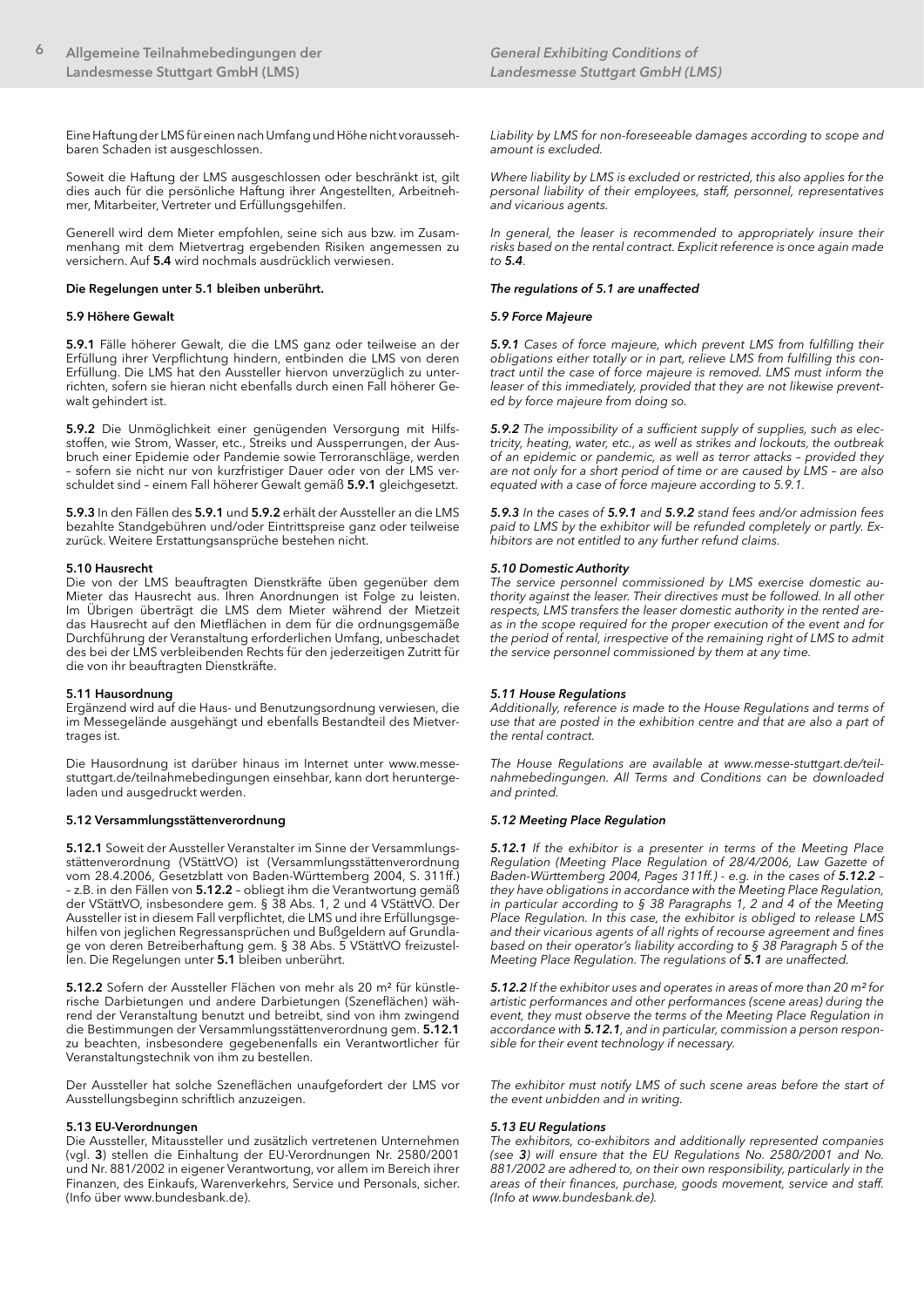Eine Haftung der LMS für einen nach Umfang und Höhe nicht voraussehbaren Schaden ist ausgeschlossen.

Soweit die Haftung der LMS ausgeschlossen oder beschränkt ist, gilt dies auch für die persönliche Haftung ihrer Angestellten, Arbeitnehmer, Mitarbeiter, Vertreter und Erfüllungsgehilfen.

Generell wird dem Mieter empfohlen, seine sich aus bzw. im Zusammenhang mit dem Mietvertrag ergebenden Risiken angemessen zu versichern. Auf **5.4** wird nochmals ausdrücklich verwiesen.

**Die Regelungen unter 5.1 bleiben unberührt.**

### 5.9 Höhere Gewalt

**5.9.1** Fälle höherer Gewalt, die die LMS ganz oder teilweise an der Erfüllung ihrer Verpflichtung hindern, entbinden die LMS von deren Erfüllung. Die LMS hat den Aussteller hiervon unverzüglich zu unterrichten, sofern sie hieran nicht ebenfalls durch einen Fall höherer Gewalt gehindert ist.

**5.9.2** Die Unmöglichkeit einer genügenden Versorgung mit Hilfsstoffen, wie Strom, Wasser, etc., Streiks und Aussperrungen, der Ausbruch einer Epidemie oder Pandemie sowie Terroranschläge, werden – sofern sie nicht nur von kurzfristiger Dauer oder von der LMS verschuldet sind – einem Fall höherer Gewalt gemäß **5.9.1** gleichgesetzt.

**5.9.3** In den Fällen des **5.9.1** und **5.9.2** erhält der Aussteller an die LMS bezahlte Standgebühren und/oder Eintrittspreise ganz oder teilweise zurück. Weitere Erstattungsansprüche bestehen nicht.

### 5.10 Hausrecht

Die von der LMS beauftragten Dienstkräfte üben gegenüber dem Mieter das Hausrecht aus. Ihren Anordnungen ist Folge zu leisten. Im Übrigen überträgt die LMS dem Mieter während der Mietzeit das Hausrecht auf den Mietflächen in dem für die ordnungsgemäße Durchführung der Veranstaltung erforderlichen Umfang, unbeschadet des bei der LMS verbleibenden Rechts für den jederzeitigen Zutritt für die von ihr beauftragten Dienstkräfte.

### 5.11 Hausordnung

Ergänzend wird auf die Haus- und Benutzungsordnung verwiesen, die im Messegelände ausgehängt und ebenfalls Bestandteil des Mietvertrages ist.

Die Hausordnung ist darüber hinaus im Internet unter www.messe-stuttgart.de/teilnahmebedingungen einsehbar, kann dort heruntergeladen und ausgedruckt werden.

### 5.12 Versammlungsstättenverordnung

**5.12.1** Soweit der Aussteller Veranstalter im Sinne der Versammlungsstättenverordnung (VStättVO) ist (Versammlungsstättenverordnung vom 28.4.2006, Gesetzblatt von Baden-Württemberg 2004, S. 311ff.) – z.B. in den Fällen von **5.12.2** – obliegt ihm die Verantwortung gemäß der VStättVO, insbesondere gem. § 38 Abs. 1, 2 und 4 VStättVO. Der Aussteller ist in diesem Fall verpflichtet, die LMS und ihre Erfüllungsgehilfen von jeglichen Regressansprüchen und Bußgeldern auf Grundlage von deren Betreiberhaftung gem. § 38 Abs. 5 VStättVO freizustellen. Die Regelungen unter **5.1** bleiben unberührt.

**5.12.2** Sofern der Aussteller Flächen von mehr als 20 m² für künstlerische Darbietungen und andere Darbietungen (Szeneflächen) während der Veranstaltung benutzt und betreibt, sind von ihm zwingend die Bestimmungen der Versammlungsstättenverordnung gem. **5.12.1** zu beachten, insbesondere gegebenenfalls ein Verantwortlicher für Veranstaltungstechnik von ihm zu bestellen.

Der Aussteller hat solche Szeneflächen unaufgefordert der LMS vor Ausstellungsbeginn schriftlich anzuzeigen.

### 5.13 EU-Verordnungen

Die Aussteller, Mitaussteller und zusätzlich vertretenen Unternehmen (vgl. **3**) stellen die Einhaltung der EU-Verordnungen Nr. 2580/2001 und Nr. 881/2002 in eigener Verantwortung, vor allem im Bereich ihrer Finanzen, des Einkaufs, Warenverkehrs, Service und Personals, sicher. (Info über www.bundesbank.de).

*Liability by LMS for non-foreseeable damages according to scope and amount is excluded.*

*Where liability by LMS is excluded or restricted, this also applies for the personal liability of their employees, staff, personnel, representatives and vicarious agents.*

*In general, the leaser is recommended to appropriately insure their risks based on the rental contract. Explicit reference is once again made to **5.4**.*

***The regulations of 5.1 are unaffected***

### *5.9 Force Majeure*

***5.9.1** Cases of force majeure, which prevent LMS from fulfilling their obligations either totally or in part, relieve LMS from fulfilling this contract until the case of force majeure is removed. LMS must inform the leaser of this immediately, provided that they are not likewise prevented by force majeure from doing so.*

***5.9.2** The impossibility of a sufficient supply of supplies, such as electricity, heating, water, etc., as well as strikes and lockouts, the outbreak of an epidemic or pandemic, as well as terror attacks – provided they are not only for a short period of time or are caused by LMS – are also equated with a case of force majeure according to 5.9.1.*

***5.9.3** In the cases of **5.9.1** and **5.9.2** stand fees and/or admission fees paid to LMS by the exhibitor will be refunded completely or partly. Exhibitors are not entitled to any further refund claims.*

### *5.10 Domestic Authority*

*The service personnel commissioned by LMS exercise domestic authority against the leaser. Their directives must be followed. In all other respects, LMS transfers the leaser domestic authority in the rented areas in the scope required for the proper execution of the event and for the period of rental, irrespective of the remaining right of LMS to admit the service personnel commissioned by them at any time.*

### *5.11 House Regulations*

*Additionally, reference is made to the House Regulations and terms of use that are posted in the exhibition centre and that are also a part of the rental contract.*

*The House Regulations are available at www.messe-stuttgart.de/teilnahmebedingungen. All Terms and Conditions can be downloaded and printed.*

### *5.12 Meeting Place Regulation*

***5.12.1** If the exhibitor is a presenter in terms of the Meeting Place Regulation (Meeting Place Regulation of 28/4/2006, Law Gazette of Baden-Württemberg 2004, Pages 311ff.) - e.g. in the cases of **5.12.2** – they have obligations in accordance with the Meeting Place Regulation, in particular according to § 38 Paragraphs 1, 2 and 4 of the Meeting Place Regulation. In this case, the exhibitor is obliged to release LMS and their vicarious agents of all rights of recourse agreement and fines based on their operator's liability according to § 38 Paragraph 5 of the Meeting Place Regulation. The regulations of **5.1** are unaffected.*

***5.12.2** If the exhibitor uses and operates in areas of more than 20 m² for artistic performances and other performances (scene areas) during the event, they must observe the terms of the Meeting Place Regulation in accordance with **5.12.1**, and in particular, commission a person responsible for their event technology if necessary.*

*The exhibitor must notify LMS of such scene areas before the start of the event unbidden and in writing.*

### *5.13 EU Regulations*

*The exhibitors, co-exhibitors and additionally represented companies (see **3**) will ensure that the EU Regulations No. 2580/2001 and No. 881/2002 are adhered to, on their own responsibility, particularly in the areas of their finances, purchase, goods movement, service and staff. (Info at www.bundesbank.de).*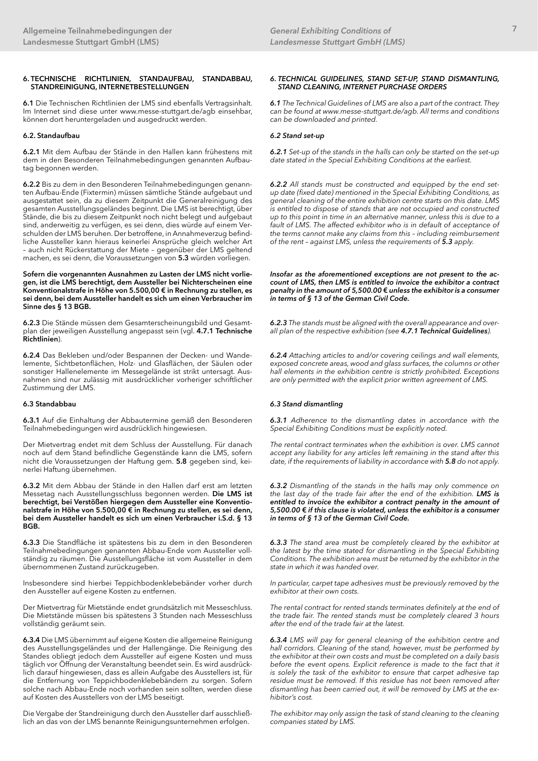## 6. TECHNISCHE RICHTLINIEN, STANDAUFBAU, STANDABBAU, STANDREINIGUNG, INTERNETBESTELLUNGEN

**6.1** Die Technischen Richtlinien der LMS sind ebenfalls Vertragsinhalt. Im Internet sind diese unter www.messe-stuttgart.de/agb einsehbar, können dort heruntergeladen und ausgedruckt werden.

### 6.2. Standaufbau

**6.2.1** Mit dem Aufbau der Stände in den Hallen kann frühestens mit dem in den Besonderen Teilnahmebedingungen genannten Aufbautag begonnen werden.

**6.2.2** Bis zu dem in den Besonderen Teilnahmebedingungen genannten Aufbau-Ende (Fixtermin) müssen sämtliche Stände aufgebaut und ausgestattet sein, da zu diesem Zeitpunkt die Generalreinigung des gesamten Ausstellungsgeländes beginnt. Die LMS ist berechtigt, über Stände, die bis zu diesem Zeitpunkt noch nicht belegt und aufgebaut sind, anderweitig zu verfügen, es sei denn, dies würde auf einem Verschulden der LMS beruhen. Der betroffene, in Annahmeverzug befindliche Aussteller kann hieraus keinerlei Ansprüche gleich welcher Art – auch nicht Rückerstattung der Miete – gegenüber der LMS geltend machen, es sei denn, die Voraussetzungen von **5.3** würden vorliegen.

**Sofern die vorgenannten Ausnahmen zu Lasten der LMS nicht vorliegen, ist die LMS berechtigt, dem Aussteller bei Nichterscheinen eine Konventionalstrafe in Höhe von 5.500,00 € in Rechnung zu stellen, es sei denn, bei dem Aussteller handelt es sich um einen Verbraucher im Sinne des § 13 BGB.**

**6.2.3** Die Stände müssen dem Gesamterscheinungsbild und Gesamtplan der jeweiligen Ausstellung angepasst sein (vgl. **4.7.1 Technische Richtlinien**).

**6.2.4** Das Bekleben und/oder Bespannen der Decken- und Wandelemente, Sichtbetonflächen, Holz- und Glasflächen, der Säulen oder sonstiger Hallenelemente im Messegelände ist strikt untersagt. Ausnahmen sind nur zulässig mit ausdrücklicher vorheriger schriftlicher Zustimmung der LMS.

### 6.3 Standabbau

**6.3.1** Auf die Einhaltung der Abbautermine gemäß den Besonderen Teilnahmebedingungen wird ausdrücklich hingewiesen.

Der Mietvertrag endet mit dem Schluss der Ausstellung. Für danach noch auf dem Stand befindliche Gegenstände kann die LMS, sofern nicht die Voraussetzungen der Haftung gem. **5.8** gegeben sind, keinerlei Haftung übernehmen.

**6.3.2** Mit dem Abbau der Stände in den Hallen darf erst am letzten Messetag nach Ausstellungsschluss begonnen werden. **Die LMS ist berechtigt, bei Verstößen hiergegen dem Aussteller eine Konventionalstrafe in Höhe von 5.500,00 € in Rechnung zu stellen, es sei denn, bei dem Aussteller handelt es sich um einen Verbraucher i.S.d. § 13 BGB.**

**6.3.3** Die Standfläche ist spätestens bis zu dem in den Besonderen Teilnahmebedingungen genannten Abbau-Ende vom Aussteller vollständig zu räumen. Die Ausstellungsfläche ist vom Aussteller in dem übernommenen Zustand zurückzugeben.

Insbesondere sind hierbei Teppichbodenklebebänder vorher durch den Aussteller auf eigene Kosten zu entfernen.

Der Mietvertrag für Mietstände endet grundsätzlich mit Messeschluss. Die Mietstände müssen bis spätestens 3 Stunden nach Messeschluss vollständig geräumt sein.

**6.3.4** Die LMS übernimmt auf eigene Kosten die allgemeine Reinigung des Ausstellungsgeländes und der Hallengänge. Die Reinigung des Standes obliegt jedoch dem Aussteller auf eigene Kosten und muss täglich vor Öffnung der Veranstaltung beendet sein. Es wird ausdrücklich darauf hingewiesen, dass es allein Aufgabe des Ausstellers ist, für die Entfernung von Teppichbodenklebebändern zu sorgen. Sofern solche nach Abbau-Ende noch vorhanden sein sollten, werden diese auf Kosten des Ausstellers von der LMS beseitigt.

Die Vergabe der Standreinigung durch den Aussteller darf ausschließlich an das von der LMS benannte Reinigungsunternehmen erfolgen.

## *6. TECHNICAL GUIDELINES, STAND SET-UP, STAND DISMANTLING, STAND CLEANING, INTERNET PURCHASE ORDERS*

***6.1*** *The Technical Guidelines of LMS are also a part of the contract. They can be found at www.messe-stuttgart.de/agb. All terms and conditions can be downloaded and printed.*

### *6.2 Stand set-up*

***6.2.1*** *Set-up of the stands in the halls can only be started on the set-up date stated in the Special Exhibiting Conditions at the earliest.*

***6.2.2*** *All stands must be constructed and equipped by the end set-up date (fixed date) mentioned in the Special Exhibiting Conditions, as general cleaning of the entire exhibition centre starts on this date. LMS is entitled to dispose of stands that are not occupied and constructed up to this point in time in an alternative manner, unless this is due to a fault of LMS. The affected exhibitor who is in default of acceptance of the terms cannot make any claims from this – including reimbursement of the rent – against LMS, unless the requirements of **5.3** apply.*

***Insofar as the aforementioned exceptions are not present to the account of LMS, then LMS is entitled to invoice the exhibitor a contract penalty in the amount of 5,500.00 € unless the exhibitor is a consumer in terms of § 13 of the German Civil Code.***

***6.2.3*** *The stands must be aligned with the overall appearance and overall plan of the respective exhibition (see **4.7.1 Technical Guidelines**).*

***6.2.4*** *Attaching articles to and/or covering ceilings and wall elements, exposed concrete areas, wood and glass surfaces, the columns or other hall elements in the exhibition centre is strictly prohibited. Exceptions are only permitted with the explicit prior written agreement of LMS.*

### *6.3 Stand dismantling*

***6.3.1*** *Adherence to the dismantling dates in accordance with the Special Exhibiting Conditions must be explicitly noted.*

*The rental contract terminates when the exhibition is over. LMS cannot accept any liability for any articles left remaining in the stand after this date, if the requirements of liability in accordance with **5.8** do not apply.*

***6.3.2*** *Dismantling of the stands in the halls may only commence on the last day of the trade fair after the end of the exhibition. **LMS is entitled to invoice the exhibitor a contract penalty in the amount of 5,500.00 € if this clause is violated, unless the exhibitor is a consumer in terms of § 13 of the German Civil Code.***

***6.3.3*** *The stand area must be completely cleared by the exhibitor at the latest by the time stated for dismantling in the Special Exhibiting Conditions. The exhibition area must be returned by the exhibitor in the state in which it was handed over.*

*In particular, carpet tape adhesives must be previously removed by the exhibitor at their own costs.*

*The rental contract for rented stands terminates definitely at the end of the trade fair. The rented stands must be completely cleared 3 hours after the end of the trade fair at the latest.*

***6.3.4*** *LMS will pay for general cleaning of the exhibition centre and hall corridors. Cleaning of the stand, however, must be performed by the exhibitor at their own costs and must be completed on a daily basis before the event opens. Explicit reference is made to the fact that it is solely the task of the exhibitor to ensure that carpet adhesive tap residue must be removed. If this residue has not been removed after dismantling has been carried out, it will be removed by LMS at the exhibitor's cost.*

*The exhibitor may only assign the task of stand cleaning to the cleaning companies stated by LMS.*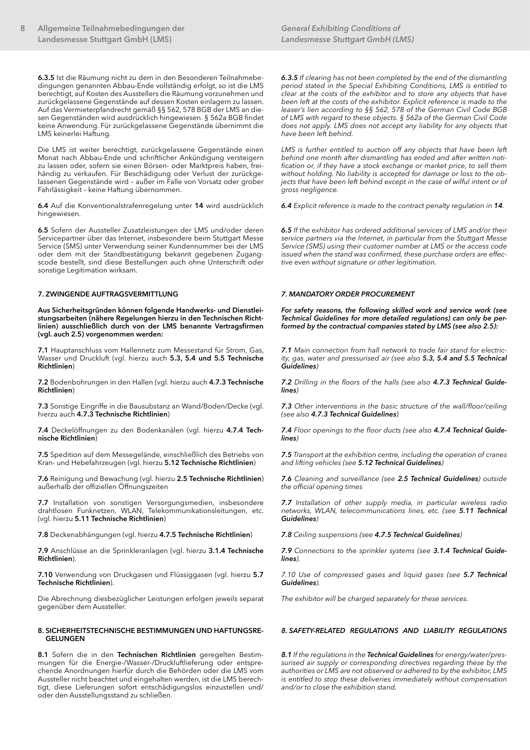**6.3.5** Ist die Räumung nicht zu dem in den Besonderen Teilnahmebedingungen genannten Abbau-Ende vollständig erfolgt, so ist die LMS berechtigt, auf Kosten des Ausstellers die Räumung vorzunehmen und zurückgelassene Gegenstände auf dessen Kosten einlagern zu lassen. Auf das Vermieterpfandrecht gemäß §§ 562, 578 BGB der LMS an diesen Gegenständen wird ausdrücklich hingewiesen. § 562a BGB findet keine Anwendung. Für zurückgelassene Gegenstände übernimmt die LMS keinerlei Haftung.

Die LMS ist weiter berechtigt, zurückgelassene Gegenstände einen Monat nach Abbau-Ende und schriftlicher Ankündigung versteigern zu lassen oder, sofern sie einen Börsen- oder Marktpreis haben, freihändig zu verkaufen. Für Beschädigung oder Verlust der zurückgelassenen Gegenstände wird – außer im Falle von Vorsatz oder grober Fahrlässigkeit – keine Haftung übernommen.

**6.4** Auf die Konventionalstrafenregelung unter **14** wird ausdrücklich hingewiesen.

**6.5** Sofern der Aussteller Zusatzleistungen der LMS und/oder deren Servicepartner über das Internet, insbesondere beim Stuttgart Messe Service (SMS) unter Verwendung seiner Kundennummer bei der LMS oder dem mit der Standbestätigung bekannt gegebenen Zugangscode bestellt, sind diese Bestellungen auch ohne Unterschrift oder sonstige Legitimation wirksam.

## 7. ZWINGENDE AUFTRAGSVERMITTLUNG

**Aus Sicherheitsgründen können folgende Handwerks- und Dienstleistungsarbeiten (nähere Regelungen hierzu in den Technischen Richtlinien) ausschließlich durch von der LMS benannte Vertragsfirmen (vgl. auch 2.5) vorgenommen werden:**

**7.1** Hauptanschluss vom Hallennetz zum Messestand für Strom, Gas, Wasser und Druckluft (vgl. hierzu auch **5.3, 5.4 und 5.5 Technische Richtlinien**)

**7.2** Bodenbohrungen in den Hallen (vgl. hierzu auch **4.7.3 Technische Richtlinien**)

**7.3** Sonstige Eingriffe in die Bausubstanz an Wand/Boden/Decke (vgl. hierzu auch **4.7.3 Technische Richtlinien**)

**7.4** Deckelöffnungen zu den Bodenkanälen (vgl. hierzu **4.7.4 Technische Richtlinien**)

**7.5** Spedition auf dem Messegelände, einschließlich des Betriebs von Kran- und Hebefahrzeugen (vgl. hierzu **5.12 Technische Richtlinien**)

**7.6** Reinigung und Bewachung (vgl. hierzu **2.5 Technische Richtlinien**) außerhalb der offiziellen Öffnungszeiten

**7.7** Installation von sonstigen Versorgungsmedien, insbesondere drahtlosen Funknetzen, WLAN, Telekommunikationsleitungen, etc. (vgl. hierzu **5.11 Technische Richtlinien**)

**7.8** Deckenabhängungen (vgl. hierzu **4.7.5 Technische Richtlinien**)

**7.9** Anschlüsse an die Sprinkleranlagen (vgl. hierzu **3.1.4 Technische Richtlinien**).

**7.10** Verwendung von Druckgasen und Flüssiggasen (vgl. hierzu **5.7 Technische Richtlinien**).

Die Abrechnung diesbezüglicher Leistungen erfolgen jeweils separat gegenüber dem Aussteller.

## 8. SICHERHEITSTECHNISCHE BESTIMMUNGEN UND HAFTUNGSREGELUNGEN

**8.1** Sofern die in den **Technischen Richtlinien** geregelten Bestimmungen für die Energie-/Wasser-/Druckluftlieferung oder entsprechende Anordnungen hierfür durch die Behörden oder die LMS vom Aussteller nicht beachtet und eingehalten werden, ist die LMS berechtigt, diese Lieferungen sofort entschädigungslos einzustellen und/oder den Ausstellungsstand zu schließen.

*6.3.5 If clearing has not been completed by the end of the dismantling period stated in the Special Exhibiting Conditions, LMS is entitled to clear at the costs of the exhibitor and to store any objects that have been left at the costs of the exhibitor. Explicit reference is made to the leaser's lien according to §§ 562, 578 of the German Civil Code BGB of LMS with regard to these objects. § 562a of the German Civil Code does not apply. LMS does not accept any liability for any objects that have been left behind.*

*LMS is further entitled to auction off any objects that have been left behind one month after dismantling has ended and after written notification or, if they have a stock exchange or market price, to sell them without holding. No liability is accepted for damage or loss to the objects that have been left behind except in the case of wilful intent or of gross negligence.*

*6.4 Explicit reference is made to the contract penalty regulation in **14**.*

*6.5 If the exhibitor has ordered additional services of LMS and/or their service partners via the Internet, in particular from the Stuttgart Messe Service (SMS) using their customer number at LMS or the access code issued when the stand was confirmed, these purchase orders are effective even without signature or other legitimation.*

## *7. MANDATORY ORDER PROCUREMENT*

***For safety reasons, the following skilled work and service work (see Technical Guidelines for more detailed regulations) can only be performed by the contractual companies stated by LMS (see also 2.5):***

*7.1 Main connection from hall network to trade fair stand for electricity, gas, water and pressurised air (see also **5.3, 5.4 and 5.5 Technical Guidelines**)*

*7.2 Drilling in the floors of the halls (see also **4.7.3 Technical Guidelines**)*

*7.3 Other interventions in the basic structure of the wall/floor/ceiling (see also **4.7.3 Technical Guidelines**)*

*7.4 Floor openings to the floor ducts (see also **4.7.4 Technical Guidelines**)*

*7.5 Transport at the exhibition centre, including the operation of cranes and lifting vehicles (see **5.12 Technical Guidelines**)*

*7.6 Cleaning and surveillance (see **2.5 Technical Guidelines**) outside the official opening times*

*7.7 Installation of other supply media, in particular wireless radio networks, WLAN, telecommunications lines, etc. (see **5.11 Technical Guidelines**)*

*7.8 Ceiling suspensions (see **4.7.5 Technical Guidelines**)*

*7.9 Connections to the sprinkler systems (see **3.1.4 Technical Guidelines**).*

*7.10 Use of compressed gases and liquid gases (see **5.7 Technical Guidelines**).*

*The exhibitor will be charged separately for these services.*

## *8. SAFETY-RELATED REGULATIONS AND LIABILITY REGULATIONS*

*8.1 If the regulations in the **Technical Guidelines** for energy/water/pressurised air supply or corresponding directives regarding these by the authorities or LMS are not observed or adhered to by the exhibitor, LMS is entitled to stop these deliveries immediately without compensation and/or to close the exhibition stand.*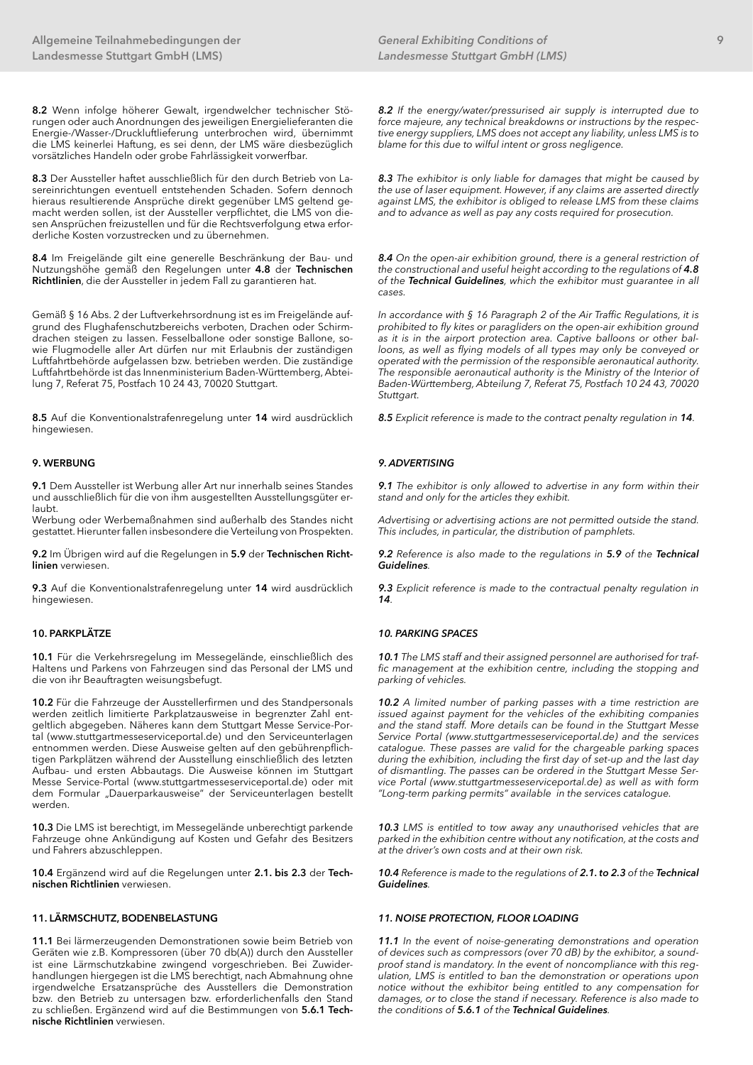**8.2** Wenn infolge höherer Gewalt, irgendwelcher technischer Störungen oder auch Anordnungen des jeweiligen Energielieferanten die Energie-/Wasser-/Druckluftlieferung unterbrochen wird, übernimmt die LMS keinerlei Haftung, es sei denn, der LMS wäre diesbezüglich vorsätzliches Handeln oder grobe Fahrlässigkeit vorwerfbar.

*8.2 If the energy/water/pressurised air supply is interrupted due to force majeure, any technical breakdowns or instructions by the respective energy suppliers, LMS does not accept any liability, unless LMS is to blame for this due to wilful intent or gross negligence.*

**8.3** Der Aussteller haftet ausschließlich für den durch Betrieb von Lasereinrichtungen eventuell entstehenden Schaden. Sofern dennoch hieraus resultierende Ansprüche direkt gegenüber LMS geltend gemacht werden sollen, ist der Aussteller verpflichtet, die LMS von diesen Ansprüchen freizustellen und für die Rechtsverfolgung etwa erforderliche Kosten vorzustrecken und zu übernehmen.

*8.3 The exhibitor is only liable for damages that might be caused by the use of laser equipment. However, if any claims are asserted directly against LMS, the exhibitor is obliged to release LMS from these claims and to advance as well as pay any costs required for prosecution.*

**8.4** Im Freigelände gilt eine generelle Beschränkung der Bau- und Nutzungshöhe gemäß den Regelungen unter **4.8** der **Technischen Richtlinien**, die der Aussteller in jedem Fall zu garantieren hat.

*8.4 On the open-air exhibition ground, there is a general restriction of the constructional and useful height according to the regulations of **4.8** of the **Technical Guidelines**, which the exhibitor must guarantee in all cases.*

Gemäß § 16 Abs. 2 der Luftverkehrsordnung ist es im Freigelände aufgrund des Flughafenschutzbereichs verboten, Drachen oder Schirmdrachen steigen zu lassen. Fesselballone oder sonstige Ballone, sowie Flugmodelle aller Art dürfen nur mit Erlaubnis der zuständigen Luftfahrtbehörde aufgelassen bzw. betrieben werden. Die zuständige Luftfahrtbehörde ist das Innenministerium Baden-Württemberg, Abteilung 7, Referat 75, Postfach 10 24 43, 70020 Stuttgart.

*In accordance with § 16 Paragraph 2 of the Air Traffic Regulations, it is prohibited to fly kites or paragliders on the open-air exhibition ground as it is in the airport protection area. Captive balloons or other balloons, as well as flying models of all types may only be conveyed or operated with the permission of the responsible aeronautical authority. The responsible aeronautical authority is the Ministry of the Interior of Baden-Württemberg, Abteilung 7, Referat 75, Postfach 10 24 43, 70020 Stuttgart.*

**8.5** Auf die Konventionalstrafenregelung unter **14** wird ausdrücklich hingewiesen.

*8.5 Explicit reference is made to the contract penalty regulation in **14**.*

## 9. WERBUNG

## *9. ADVERTISING*

**9.1** Dem Aussteller ist Werbung aller Art nur innerhalb seines Standes und ausschließlich für die von ihm ausgestellten Ausstellungsgüter erlaubt.
Werbung oder Werbemaßnahmen sind außerhalb des Standes nicht gestattet. Hierunter fallen insbesondere die Verteilung von Prospekten.

*9.1 The exhibitor is only allowed to advertise in any form within their stand and only for the articles they exhibit.*

*Advertising or advertising actions are not permitted outside the stand. This includes, in particular, the distribution of pamphlets.*

**9.2** Im Übrigen wird auf die Regelungen in **5.9** der **Technischen Richtlinien** verwiesen.

*9.2 Reference is also made to the regulations in **5.9** of the **Technical Guidelines**.*

**9.3** Auf die Konventionalstrafenregelung unter **14** wird ausdrücklich hingewiesen.

*9.3 Explicit reference is made to the contractual penalty regulation in **14**.*

## 10. PARKPLÄTZE

## *10. PARKING SPACES*

**10.1** Für die Verkehrsregelung im Messegelände, einschließlich des Haltens und Parkens von Fahrzeugen sind das Personal der LMS und die von ihr Beauftragten weisungsbefugt.

*10.1 The LMS staff and their assigned personnel are authorised for traffic management at the exhibition centre, including the stopping and parking of vehicles.*

**10.2** Für die Fahrzeuge der Ausstellerfirmen und des Standpersonals werden zeitlich limitierte Parkplatzausweise in begrenzter Zahl entgeltlich abgegeben. Näheres kann dem Stuttgart Messe Service-Portal (www.stuttgartmesseserviceportal.de) und den Serviceunterlagen entnommen werden. Diese Ausweise gelten auf den gebührenpflichtigen Parkplätzen während der Ausstellung einschließlich des letzten Aufbau- und ersten Abbautags. Die Ausweise können im Stuttgart Messe Service-Portal (www.stuttgartmesseserviceportal.de) oder mit dem Formular „Dauerparkausweise" der Serviceunterlagen bestellt werden.

*10.2 A limited number of parking passes with a time restriction are issued against payment for the vehicles of the exhibiting companies and the stand staff. More details can be found in the Stuttgart Messe Service Portal (www.stuttgartmesseserviceportal.de) and the services catalogue. These passes are valid for the chargeable parking spaces during the exhibition, including the first day of set-up and the last day of dismantling. The passes can be ordered in the Stuttgart Messe Service Portal (www.stuttgartmesseserviceportal.de) as well as with form "Long-term parking permits" available in the services catalogue.*

**10.3** Die LMS ist berechtigt, im Messegelände unberechtigt parkende Fahrzeuge ohne Ankündigung auf Kosten und Gefahr des Besitzers und Fahrers abzuschleppen.

*10.3 LMS is entitled to tow away any unauthorised vehicles that are parked in the exhibition centre without any notification, at the costs and at the driver's own costs and at their own risk.*

**10.4** Ergänzend wird auf die Regelungen unter **2.1. bis 2.3** der **Technischen Richtlinien** verwiesen.

*10.4 Reference is made to the regulations of **2.1. to 2.3** of the **Technical Guidelines**.*

## 11. LÄRMSCHUTZ, BODENBELASTUNG

## *11. NOISE PROTECTION, FLOOR LOADING*

**11.1** Bei lärmerzeugenden Demonstrationen sowie beim Betrieb von Geräten wie z.B. Kompressoren (über 70 db(A)) durch den Aussteller ist eine Lärmschutzkabine zwingend vorgeschrieben. Bei Zuwiderhandlungen hiergegen ist die LMS berechtigt, nach Abmahnung ohne irgendwelche Ersatzansprüche des Ausstellers die Demonstration bzw. den Betrieb zu untersagen bzw. erforderlichenfalls den Stand zu schließen. Ergänzend wird auf die Bestimmungen von **5.6.1 Technische Richtlinien** verwiesen.

*11.1 In the event of noise-generating demonstrations and operation of devices such as compressors (over 70 dB) by the exhibitor, a soundproof stand is mandatory. In the event of noncompliance with this regulation, LMS is entitled to ban the demonstration or operations upon notice without the exhibitor being entitled to any compensation for damages, or to close the stand if necessary. Reference is also made to the conditions of **5.6.1** of the **Technical Guidelines**.*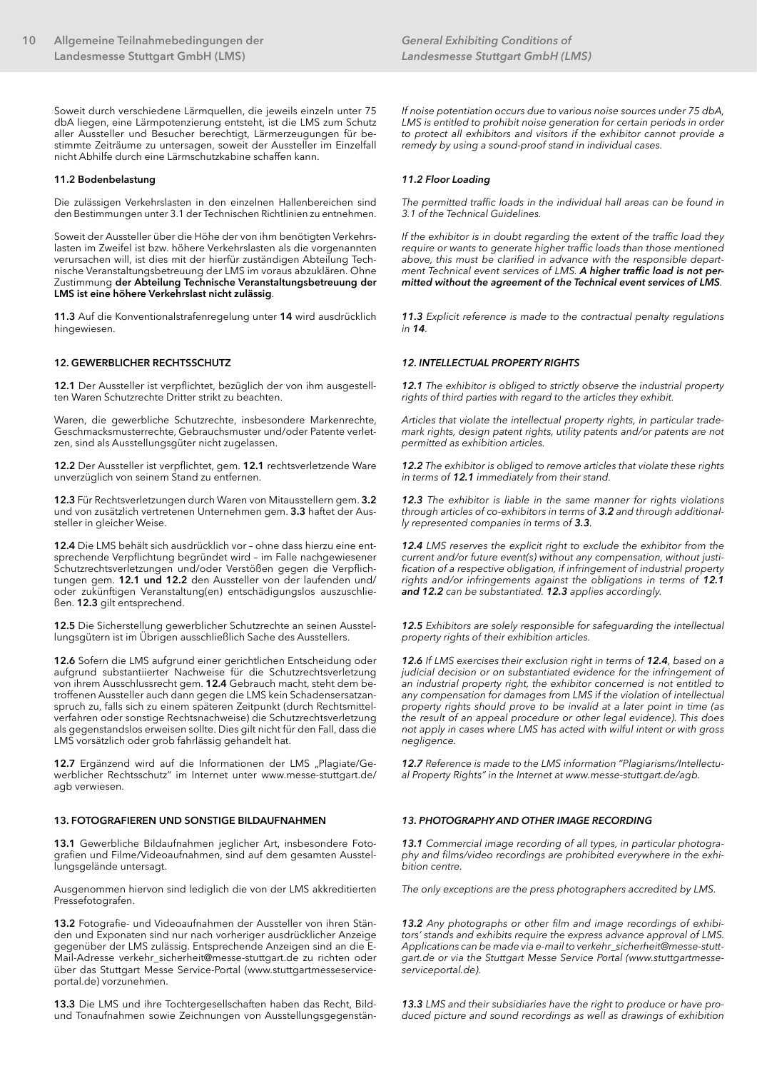Soweit durch verschiedene Lärmquellen, die jeweils einzeln unter 75 dbA liegen, eine Lärmpotenzierung entsteht, ist die LMS zum Schutz aller Aussteller und Besucher berechtigt, Lärmerzeugungen für bestimmte Zeiträume zu untersagen, soweit der Aussteller im Einzelfall nicht Abhilfe durch eine Lärmschutzkabine schaffen kann.

### 11.2 Bodenbelastung

Die zulässigen Verkehrslasten in den einzelnen Hallenbereichen sind den Bestimmungen unter 3.1 der Technischen Richtlinien zu entnehmen.

Soweit der Aussteller über die Höhe der von ihm benötigten Verkehrslasten im Zweifel ist bzw. höhere Verkehrslasten als die vorgenannten verursachen will, ist dies mit der hierfür zuständigen Abteilung Technische Veranstaltungsbetreuung der LMS im voraus abzuklären. Ohne Zustimmung **der Abteilung Technische Veranstaltungsbetreuung der LMS ist eine höhere Verkehrslast nicht zulässig**.

**11.3** Auf die Konventionalstrafenregelung unter **14** wird ausdrücklich hingewiesen.

## 12. GEWERBLICHER RECHTSSCHUTZ

**12.1** Der Aussteller ist verpflichtet, bezüglich der von ihm ausgestellten Waren Schutzrechte Dritter strikt zu beachten.

Waren, die gewerbliche Schutzrechte, insbesondere Markenrechte, Geschmacksmusterrechte, Gebrauchsmuster und/oder Patente verletzen, sind als Ausstellungsgüter nicht zugelassen.

**12.2** Der Aussteller ist verpflichtet, gem. **12.1** rechtsverletzende Ware unverzüglich von seinem Stand zu entfernen.

**12.3** Für Rechtsverletzungen durch Waren von Mitausstellern gem. **3.2** und von zusätzlich vertretenen Unternehmen gem. **3.3** haftet der Aussteller in gleicher Weise.

**12.4** Die LMS behält sich ausdrücklich vor – ohne dass hierzu eine entsprechende Verpflichtung begründet wird – im Falle nachgewiesener Schutzrechtsverletzungen und/oder Verstößen gegen die Verpflichtungen gem. **12.1 und 12.2** den Aussteller von der laufenden und/oder zukünftigen Veranstaltung(en) entschädigungslos auszuschließen. **12.3** gilt entsprechend.

**12.5** Die Sicherstellung gewerblicher Schutzrechte an seinen Ausstellungsgütern ist im Übrigen ausschließlich Sache des Ausstellers.

**12.6** Sofern die LMS aufgrund einer gerichtlichen Entscheidung oder aufgrund substantiierter Nachweise für die Schutzrechtsverletzung von ihrem Ausschlussrecht gem. **12.4** Gebrauch macht, steht dem betroffenen Aussteller auch dann gegen die LMS kein Schadensersatzanspruch zu, falls sich zu einem späteren Zeitpunkt (durch Rechtsmittelverfahren oder sonstige Rechtsnachweise) die Schutzrechtsverletzung als gegenstandslos erweisen sollte. Dies gilt nicht für den Fall, dass die LMS vorsätzlich oder grob fahrlässig gehandelt hat.

**12.7** Ergänzend wird auf die Informationen der LMS „Plagiate/Gewerblicher Rechtsschutz" im Internet unter www.messe-stuttgart.de/agb verwiesen.

## 13. FOTOGRAFIEREN UND SONSTIGE BILDAUFNAHMEN

**13.1** Gewerbliche Bildaufnahmen jeglicher Art, insbesondere Fotografien und Filme/Videoaufnahmen, sind auf dem gesamten Ausstellungsgelände untersagt.

Ausgenommen hiervon sind lediglich die von der LMS akkreditierten Pressefotografen.

**13.2** Fotografie- und Videoaufnahmen der Aussteller von ihren Ständen und Exponaten sind nur nach vorheriger ausdrücklicher Anzeige gegenüber der LMS zulässig. Entsprechende Anzeigen sind an die E-Mail-Adresse verkehr_sicherheit@messe-stuttgart.de zu richten oder über das Stuttgart Messe Service-Portal (www.stuttgartmesseserviceportal.de) vorzunehmen.

**13.3** Die LMS und ihre Tochtergesellschaften haben das Recht, Bild- und Tonaufnahmen sowie Zeichnungen von Ausstellungsgegenstän-

*If noise potentiation occurs due to various noise sources under 75 dbA, LMS is entitled to prohibit noise generation for certain periods in order to protect all exhibitors and visitors if the exhibitor cannot provide a remedy by using a sound-proof stand in individual cases.*

### *11.2 Floor Loading*

*The permitted traffic loads in the individual hall areas can be found in 3.1 of the Technical Guidelines.*

*If the exhibitor is in doubt regarding the extent of the traffic load they require or wants to generate higher traffic loads than those mentioned above, this must be clarified in advance with the responsible department Technical event services of LMS. **A higher traffic load is not permitted without the agreement of the Technical event services of LMS**.*

***11.3** Explicit reference is made to the contractual penalty regulations in **14**.*

## *12. INTELLECTUAL PROPERTY RIGHTS*

***12.1** The exhibitor is obliged to strictly observe the industrial property rights of third parties with regard to the articles they exhibit.*

*Articles that violate the intellectual property rights, in particular trademark rights, design patent rights, utility patents and/or patents are not permitted as exhibition articles.*

***12.2** The exhibitor is obliged to remove articles that violate these rights in terms of **12.1** immediately from their stand.*

***12.3** The exhibitor is liable in the same manner for rights violations through articles of co-exhibitors in terms of **3.2** and through additionally represented companies in terms of **3.3**.*

***12.4** LMS reserves the explicit right to exclude the exhibitor from the current and/or future event(s) without any compensation, without justification of a respective obligation, if infringement of industrial property rights and/or infringements against the obligations in terms of **12.1 and 12.2** can be substantiated. **12.3** applies accordingly.*

***12.5** Exhibitors are solely responsible for safeguarding the intellectual property rights of their exhibition articles.*

***12.6** If LMS exercises their exclusion right in terms of **12.4**, based on a judicial decision or on substantiated evidence for the infringement of an industrial property right, the exhibitor concerned is not entitled to any compensation for damages from LMS if the violation of intellectual property rights should prove to be invalid at a later point in time (as the result of an appeal procedure or other legal evidence). This does not apply in cases where LMS has acted with wilful intent or with gross negligence.*

***12.7** Reference is made to the LMS information "Plagiarisms/Intellectual Property Rights" in the Internet at www.messe-stuttgart.de/agb.*

## *13. PHOTOGRAPHY AND OTHER IMAGE RECORDING*

***13.1** Commercial image recording of all types, in particular photography and films/video recordings are prohibited everywhere in the exhibition centre.*

*The only exceptions are the press photographers accredited by LMS.*

***13.2** Any photographs or other film and image recordings of exhibitors' stands and exhibits require the express advance approval of LMS. Applications can be made via e-mail to verkehr_sicherheit@messe-stuttgart.de or via the Stuttgart Messe Service Portal (www.stuttgartmesseserviceportal.de).*

***13.3** LMS and their subsidiaries have the right to produce or have produced picture and sound recordings as well as drawings of exhibition*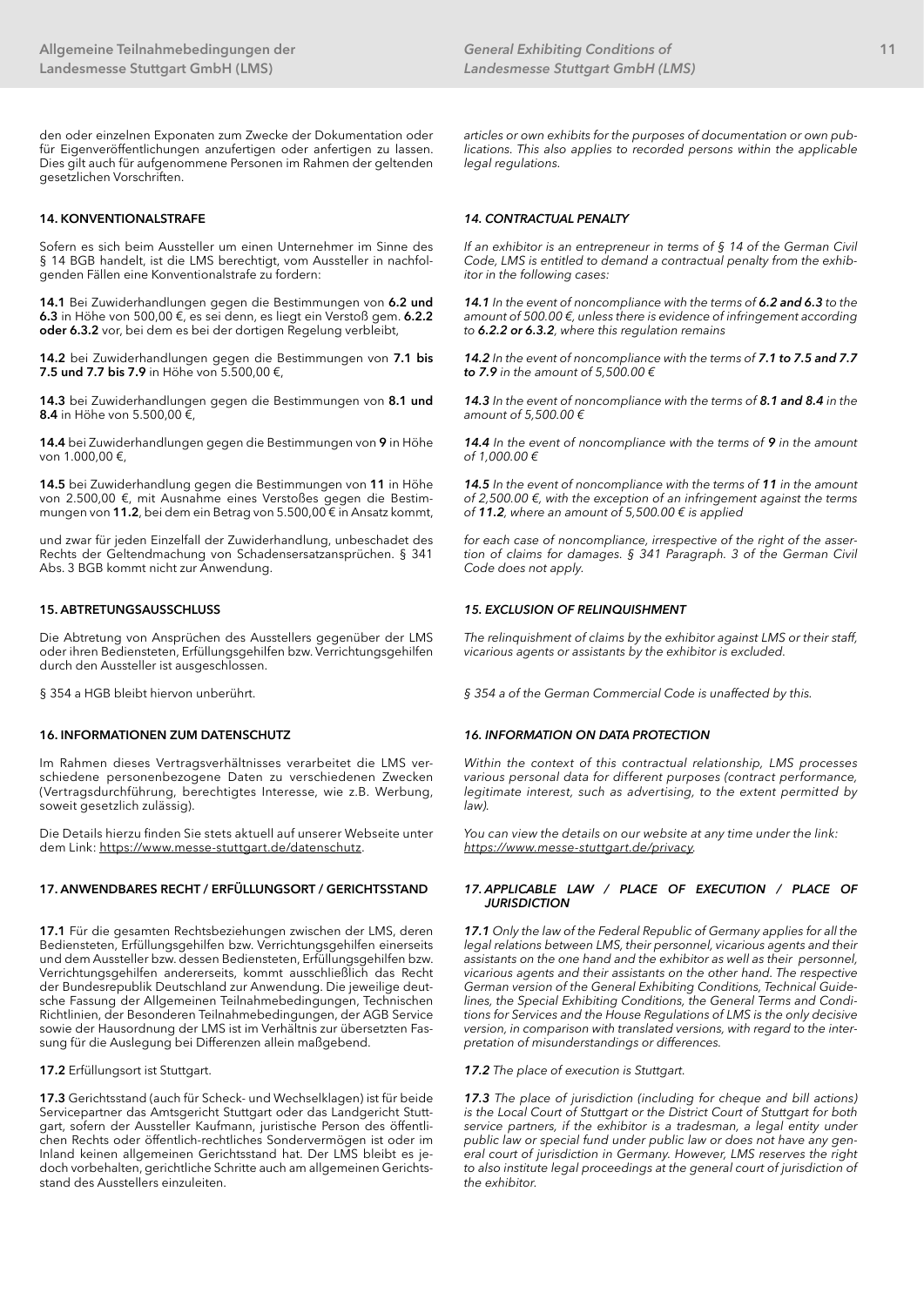den oder einzelnen Exponaten zum Zwecke der Dokumentation oder für Eigenveröffentlichungen anzufertigen oder anfertigen zu lassen. Dies gilt auch für aufgenommene Personen im Rahmen der geltenden gesetzlichen Vorschriften.

### 14. KONVENTIONALSTRAFE

Sofern es sich beim Aussteller um einen Unternehmer im Sinne des § 14 BGB handelt, ist die LMS berechtigt, vom Aussteller in nachfolgenden Fällen eine Konventionalstrafe zu fordern:

**14.1** Bei Zuwiderhandlungen gegen die Bestimmungen von **6.2 und 6.3** in Höhe von 500,00 €, es sei denn, es liegt ein Verstoß gem. **6.2.2 oder 6.3.2** vor, bei dem es bei der dortigen Regelung verbleibt,

**14.2** bei Zuwiderhandlungen gegen die Bestimmungen von **7.1 bis 7.5 und 7.7 bis 7.9** in Höhe von 5.500,00 €,

**14.3** bei Zuwiderhandlungen gegen die Bestimmungen von **8.1 und 8.4** in Höhe von 5.500,00 €,

**14.4** bei Zuwiderhandlungen gegen die Bestimmungen von **9** in Höhe von 1.000,00 €,

**14.5** bei Zuwiderhandlung gegen die Bestimmungen von **11** in Höhe von 2.500,00 €, mit Ausnahme eines Verstoßes gegen die Bestimmungen von **11.2**, bei dem ein Betrag von 5.500,00 € in Ansatz kommt,

und zwar für jeden Einzelfall der Zuwiderhandlung, unbeschadet des Rechts der Geltendmachung von Schadensersatzansprüchen. § 341 Abs. 3 BGB kommt nicht zur Anwendung.

### 15. ABTRETUNGSAUSSCHLUSS

Die Abtretung von Ansprüchen des Ausstellers gegenüber der LMS oder ihren Bediensteten, Erfüllungsgehilfen bzw. Verrichtungsgehilfen durch den Aussteller ist ausgeschlossen.

§ 354 a HGB bleibt hiervon unberührt.

### 16. INFORMATIONEN ZUM DATENSCHUTZ

Im Rahmen dieses Vertragsverhältnisses verarbeitet die LMS verschiedene personenbezogene Daten zu verschiedenen Zwecken (Vertragsdurchführung, berechtigtes Interesse, wie z.B. Werbung, soweit gesetzlich zulässig).

Die Details hierzu finden Sie stets aktuell auf unserer Webseite unter dem Link: https://www.messe-stuttgart.de/datenschutz.

### 17. ANWENDBARES RECHT / ERFÜLLUNGSORT / GERICHTSSTAND

**17.1** Für die gesamten Rechtsbeziehungen zwischen der LMS, deren Bediensteten, Erfüllungsgehilfen bzw. Verrichtungsgehilfen einerseits und dem Aussteller bzw. dessen Bediensteten, Erfüllungsgehilfen bzw. Verrichtungsgehilfen andererseits, kommt ausschließlich das Recht der Bundesrepublik Deutschland zur Anwendung. Die jeweilige deutsche Fassung der Allgemeinen Teilnahmebedingungen, Technischen Richtlinien, der Besonderen Teilnahmebedingungen, der AGB Service sowie der Hausordnung der LMS ist im Verhältnis zur übersetzten Fassung für die Auslegung bei Differenzen allein maßgebend.

**17.2** Erfüllungsort ist Stuttgart.

**17.3** Gerichtsstand (auch für Scheck- und Wechselklagen) ist für beide Servicepartner das Amtsgericht Stuttgart oder das Landgericht Stuttgart, sofern der Aussteller Kaufmann, juristische Person des öffentlichen Rechts oder öffentlich-rechtliches Sondervermögen ist oder im Inland keinen allgemeinen Gerichtsstand hat. Der LMS bleibt es jedoch vorbehalten, gerichtliche Schritte auch am allgemeinen Gerichtsstand des Ausstellers einzuleiten.

*articles or own exhibits for the purposes of documentation or own publications. This also applies to recorded persons within the applicable legal regulations.*

### *14. CONTRACTUAL PENALTY*

*If an exhibitor is an entrepreneur in terms of § 14 of the German Civil Code, LMS is entitled to demand a contractual penalty from the exhibitor in the following cases:*

***14.1*** *In the event of noncompliance with the terms of **6.2 and 6.3** to the amount of 500.00 €, unless there is evidence of infringement according to **6.2.2 or 6.3.2**, where this regulation remains*

***14.2*** *In the event of noncompliance with the terms of **7.1 to 7.5 and 7.7 to 7.9** in the amount of 5,500.00 €*

***14.3*** *In the event of noncompliance with the terms of **8.1 and 8.4** in the amount of 5,500.00 €*

***14.4*** *In the event of noncompliance with the terms of **9** in the amount of 1,000.00 €*

***14.5*** *In the event of noncompliance with the terms of **11** in the amount of 2,500.00 €, with the exception of an infringement against the terms of **11.2**, where an amount of 5,500.00 € is applied*

*for each case of noncompliance, irrespective of the right of the assertion of claims for damages. § 341 Paragraph. 3 of the German Civil Code does not apply.*

### *15. EXCLUSION OF RELINQUISHMENT*

*The relinquishment of claims by the exhibitor against LMS or their staff, vicarious agents or assistants by the exhibitor is excluded.*

*§ 354 a of the German Commercial Code is unaffected by this.*

### *16. INFORMATION ON DATA PROTECTION*

*Within the context of this contractual relationship, LMS processes various personal data for different purposes (contract performance, legitimate interest, such as advertising, to the extent permitted by law).*

*You can view the details on our website at any time under the link: https://www.messe-stuttgart.de/privacy.*

### *17. APPLICABLE LAW / PLACE OF EXECUTION / PLACE OF JURISDICTION*

***17.1*** *Only the law of the Federal Republic of Germany applies for all the legal relations between LMS, their personnel, vicarious agents and their assistants on the one hand and the exhibitor as well as their personnel, vicarious agents and their assistants on the other hand. The respective German version of the General Exhibiting Conditions, Technical Guidelines, the Special Exhibiting Conditions, the General Terms and Conditions for Services and the House Regulations of LMS is the only decisive version, in comparison with translated versions, with regard to the interpretation of misunderstandings or differences.*

***17.2*** *The place of execution is Stuttgart.*

***17.3*** *The place of jurisdiction (including for cheque and bill actions) is the Local Court of Stuttgart or the District Court of Stuttgart for both service partners, if the exhibitor is a tradesman, a legal entity under public law or special fund under public law or does not have any general court of jurisdiction in Germany. However, LMS reserves the right to also institute legal proceedings at the general court of jurisdiction of the exhibitor.*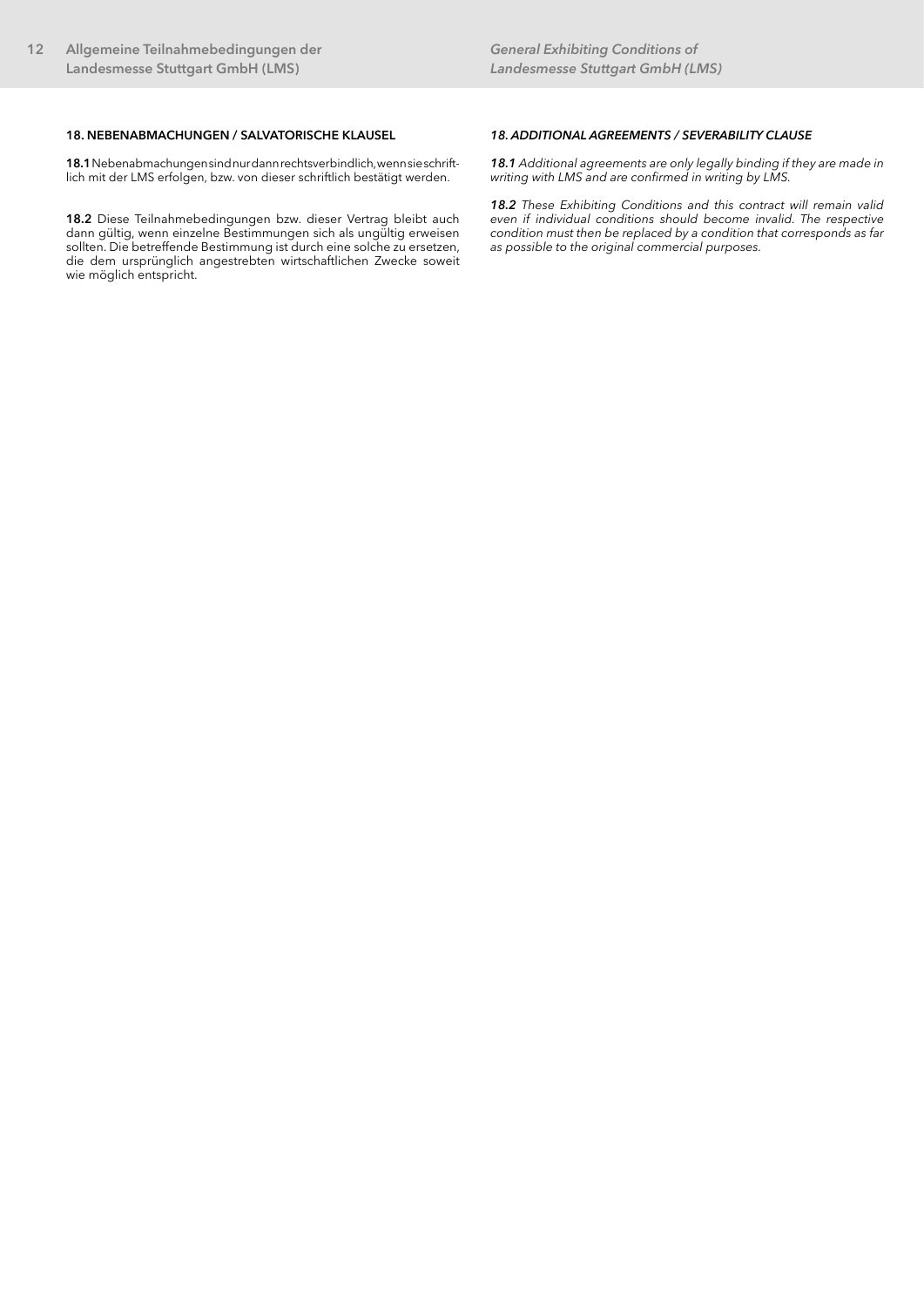## 18. NEBENABMACHUNGEN / SALVATORISCHE KLAUSEL

**18.1** Nebenabmachungen sind nur dann rechtsverbindlich, wenn sie schriftlich mit der LMS erfolgen, bzw. von dieser schriftlich bestätigt werden.

**18.2** Diese Teilnahmebedingungen bzw. dieser Vertrag bleibt auch dann gültig, wenn einzelne Bestimmungen sich als ungültig erweisen sollten. Die betreffende Bestimmung ist durch eine solche zu ersetzen, die dem ursprünglich angestrebten wirtschaftlichen Zwecke soweit wie möglich entspricht.

## *18. ADDITIONAL AGREEMENTS / SEVERABILITY CLAUSE*

***18.1*** *Additional agreements are only legally binding if they are made in writing with LMS and are confirmed in writing by LMS.*

***18.2*** *These Exhibiting Conditions and this contract will remain valid even if individual conditions should become invalid. The respective condition must then be replaced by a condition that corresponds as far as possible to the original commercial purposes.*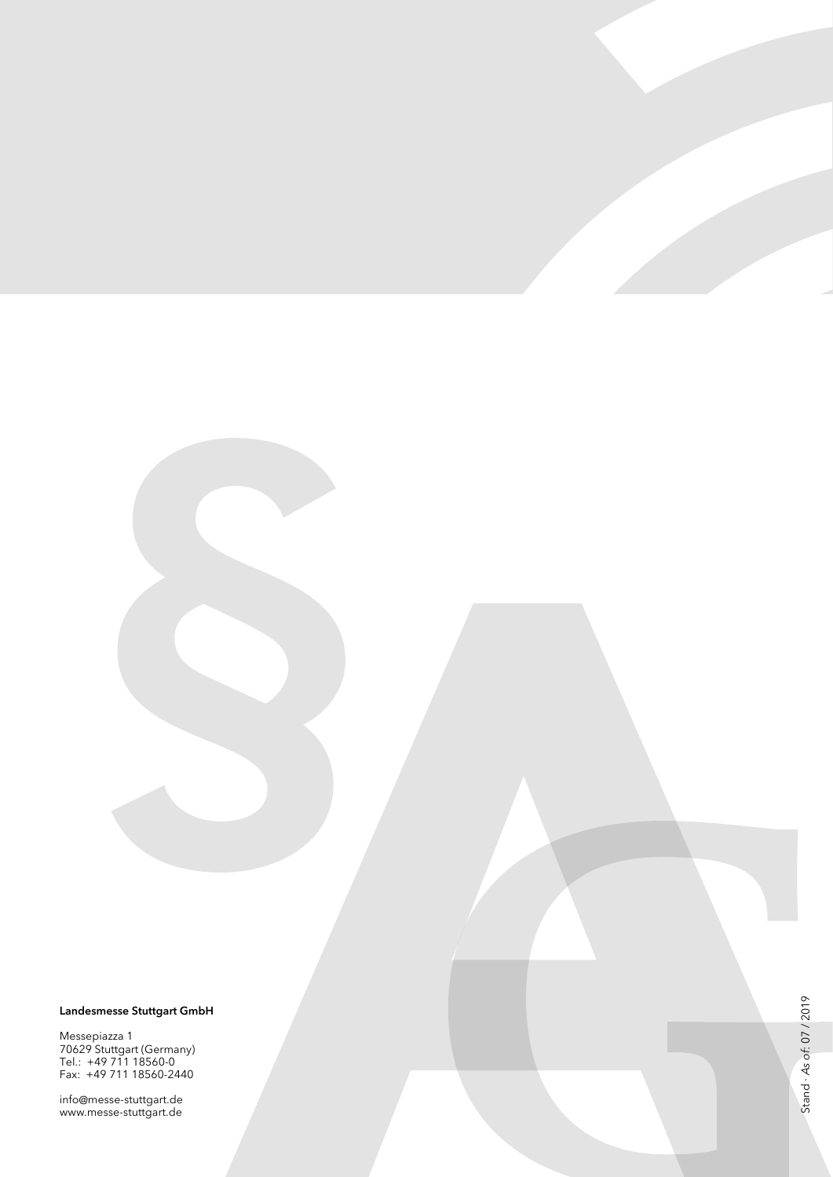**Landesmesse Stuttgart GmbH**

Messepiazza 1
70629 Stuttgart (Germany)
Tel.: +49 711 18560-0
Fax: +49 711 18560-2440

info@messe-stuttgart.de
www.messe-stuttgart.de

Stand · As of: 07 / 2019